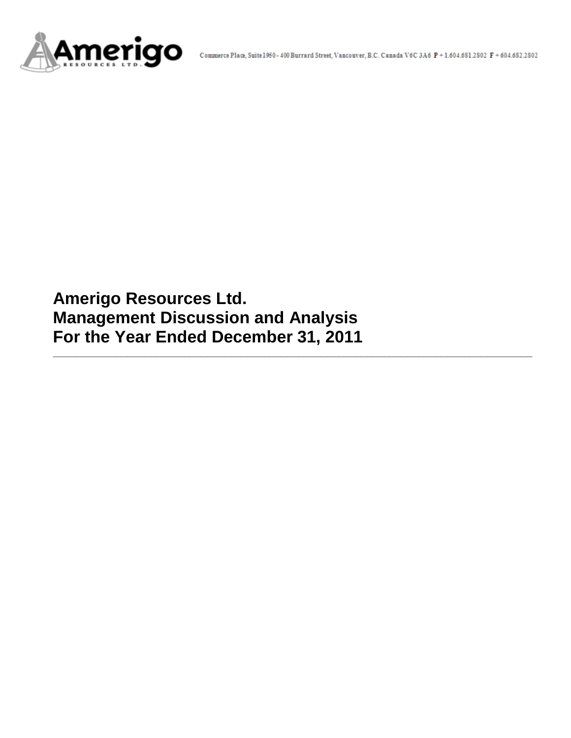Commerce Place, Suite 1950 - 400 Burrard Street, Vancouver, B.C. Canada V6C 3A6 P + 1.604.681.2802 F + 604.682.2802

# Amerigo Resources Ltd.
# Management Discussion and Analysis
# For the Year Ended December 31, 2011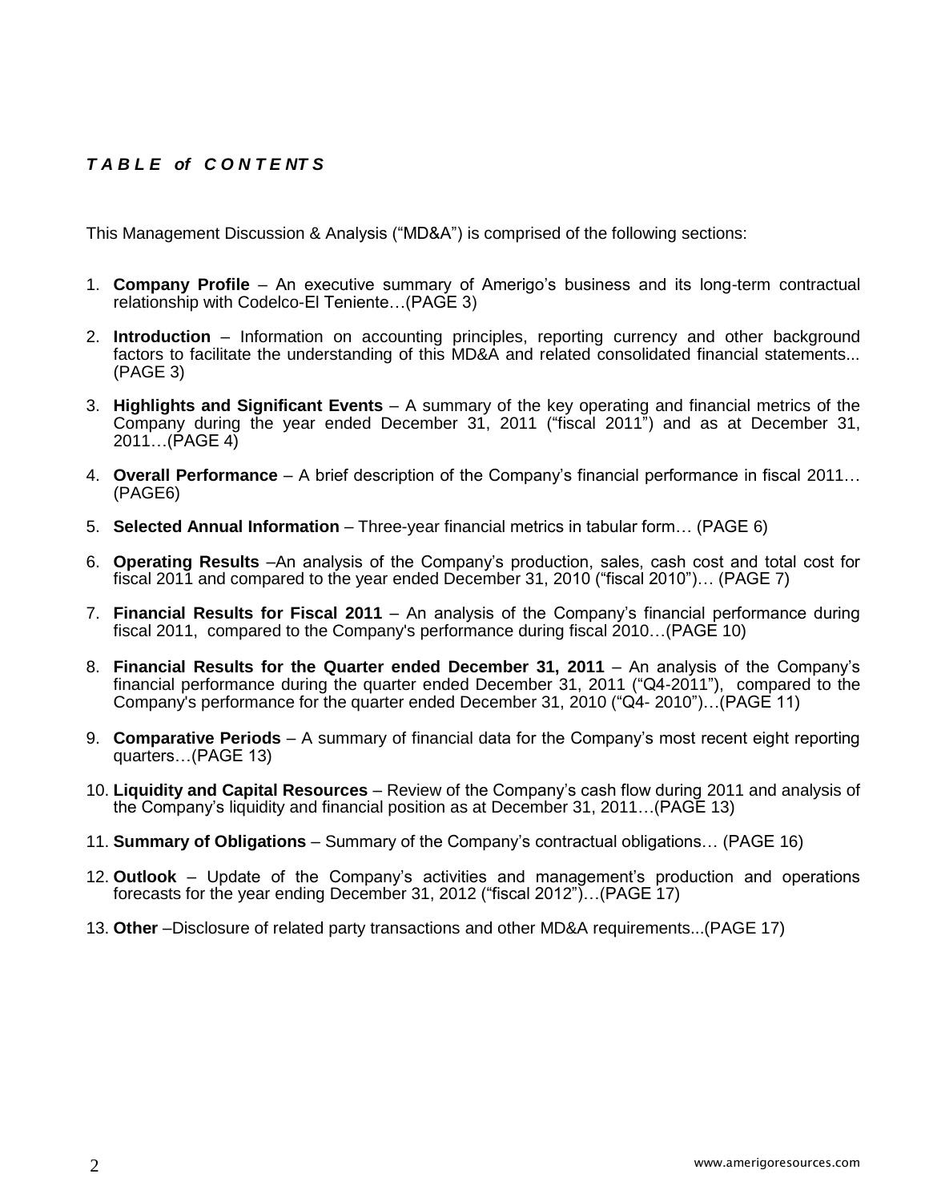## *TABLE of CONTENTS*

This Management Discussion & Analysis ("MD&A") is comprised of the following sections:

1. **Company Profile** – An executive summary of Amerigo's business and its long-term contractual relationship with Codelco-El Teniente…(PAGE 3)
2. **Introduction** – Information on accounting principles, reporting currency and other background factors to facilitate the understanding of this MD&A and related consolidated financial statements... (PAGE 3)
3. **Highlights and Significant Events** – A summary of the key operating and financial metrics of the Company during the year ended December 31, 2011 ("fiscal 2011") and as at December 31, 2011…(PAGE 4)
4. **Overall Performance** – A brief description of the Company's financial performance in fiscal 2011… (PAGE6)
5. **Selected Annual Information** – Three-year financial metrics in tabular form… (PAGE 6)
6. **Operating Results** –An analysis of the Company's production, sales, cash cost and total cost for fiscal 2011 and compared to the year ended December 31, 2010 ("fiscal 2010")… (PAGE 7)
7. **Financial Results for Fiscal 2011** – An analysis of the Company's financial performance during fiscal 2011, compared to the Company's performance during fiscal 2010…(PAGE 10)
8. **Financial Results for the Quarter ended December 31, 2011** – An analysis of the Company's financial performance during the quarter ended December 31, 2011 ("Q4-2011"), compared to the Company's performance for the quarter ended December 31, 2010 ("Q4- 2010")…(PAGE 11)
9. **Comparative Periods** – A summary of financial data for the Company's most recent eight reporting quarters…(PAGE 13)
10. **Liquidity and Capital Resources** – Review of the Company's cash flow during 2011 and analysis of the Company's liquidity and financial position as at December 31, 2011…(PAGE 13)
11. **Summary of Obligations** – Summary of the Company's contractual obligations… (PAGE 16)
12. **Outlook** – Update of the Company's activities and management's production and operations forecasts for the year ending December 31, 2012 ("fiscal 2012")…(PAGE 17)
13. **Other** –Disclosure of related party transactions and other MD&A requirements...(PAGE 17)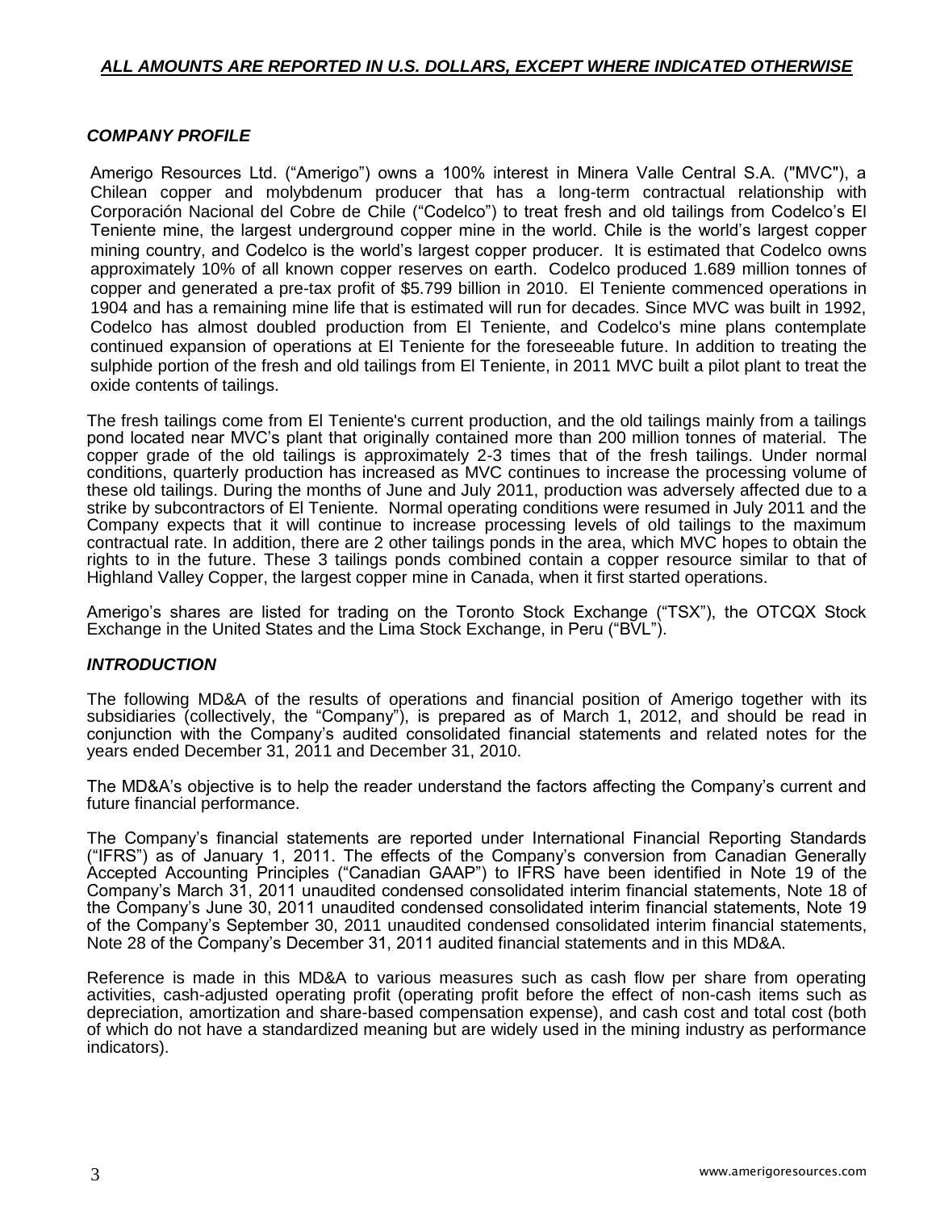***ALL AMOUNTS ARE REPORTED IN U.S. DOLLARS, EXCEPT WHERE INDICATED OTHERWISE***

## *COMPANY PROFILE*

Amerigo Resources Ltd. ("Amerigo") owns a 100% interest in Minera Valle Central S.A. ("MVC"), a Chilean copper and molybdenum producer that has a long-term contractual relationship with Corporación Nacional del Cobre de Chile ("Codelco") to treat fresh and old tailings from Codelco's El Teniente mine, the largest underground copper mine in the world. Chile is the world's largest copper mining country, and Codelco is the world's largest copper producer. It is estimated that Codelco owns approximately 10% of all known copper reserves on earth. Codelco produced 1.689 million tonnes of copper and generated a pre-tax profit of $5.799 billion in 2010. El Teniente commenced operations in 1904 and has a remaining mine life that is estimated will run for decades. Since MVC was built in 1992, Codelco has almost doubled production from El Teniente, and Codelco's mine plans contemplate continued expansion of operations at El Teniente for the foreseeable future. In addition to treating the sulphide portion of the fresh and old tailings from El Teniente, in 2011 MVC built a pilot plant to treat the oxide contents of tailings.

The fresh tailings come from El Teniente's current production, and the old tailings mainly from a tailings pond located near MVC's plant that originally contained more than 200 million tonnes of material. The copper grade of the old tailings is approximately 2-3 times that of the fresh tailings. Under normal conditions, quarterly production has increased as MVC continues to increase the processing volume of these old tailings. During the months of June and July 2011, production was adversely affected due to a strike by subcontractors of El Teniente. Normal operating conditions were resumed in July 2011 and the Company expects that it will continue to increase processing levels of old tailings to the maximum contractual rate. In addition, there are 2 other tailings ponds in the area, which MVC hopes to obtain the rights to in the future. These 3 tailings ponds combined contain a copper resource similar to that of Highland Valley Copper, the largest copper mine in Canada, when it first started operations.

Amerigo's shares are listed for trading on the Toronto Stock Exchange ("TSX"), the OTCQX Stock Exchange in the United States and the Lima Stock Exchange, in Peru ("BVL").

## *INTRODUCTION*

The following MD&A of the results of operations and financial position of Amerigo together with its subsidiaries (collectively, the "Company"), is prepared as of March 1, 2012, and should be read in conjunction with the Company's audited consolidated financial statements and related notes for the years ended December 31, 2011 and December 31, 2010.

The MD&A's objective is to help the reader understand the factors affecting the Company's current and future financial performance.

The Company's financial statements are reported under International Financial Reporting Standards ("IFRS") as of January 1, 2011. The effects of the Company's conversion from Canadian Generally Accepted Accounting Principles ("Canadian GAAP") to IFRS have been identified in Note 19 of the Company's March 31, 2011 unaudited condensed consolidated interim financial statements, Note 18 of the Company's June 30, 2011 unaudited condensed consolidated interim financial statements, Note 19 of the Company's September 30, 2011 unaudited condensed consolidated interim financial statements, Note 28 of the Company's December 31, 2011 audited financial statements and in this MD&A.

Reference is made in this MD&A to various measures such as cash flow per share from operating activities, cash-adjusted operating profit (operating profit before the effect of non-cash items such as depreciation, amortization and share-based compensation expense), and cash cost and total cost (both of which do not have a standardized meaning but are widely used in the mining industry as performance indicators).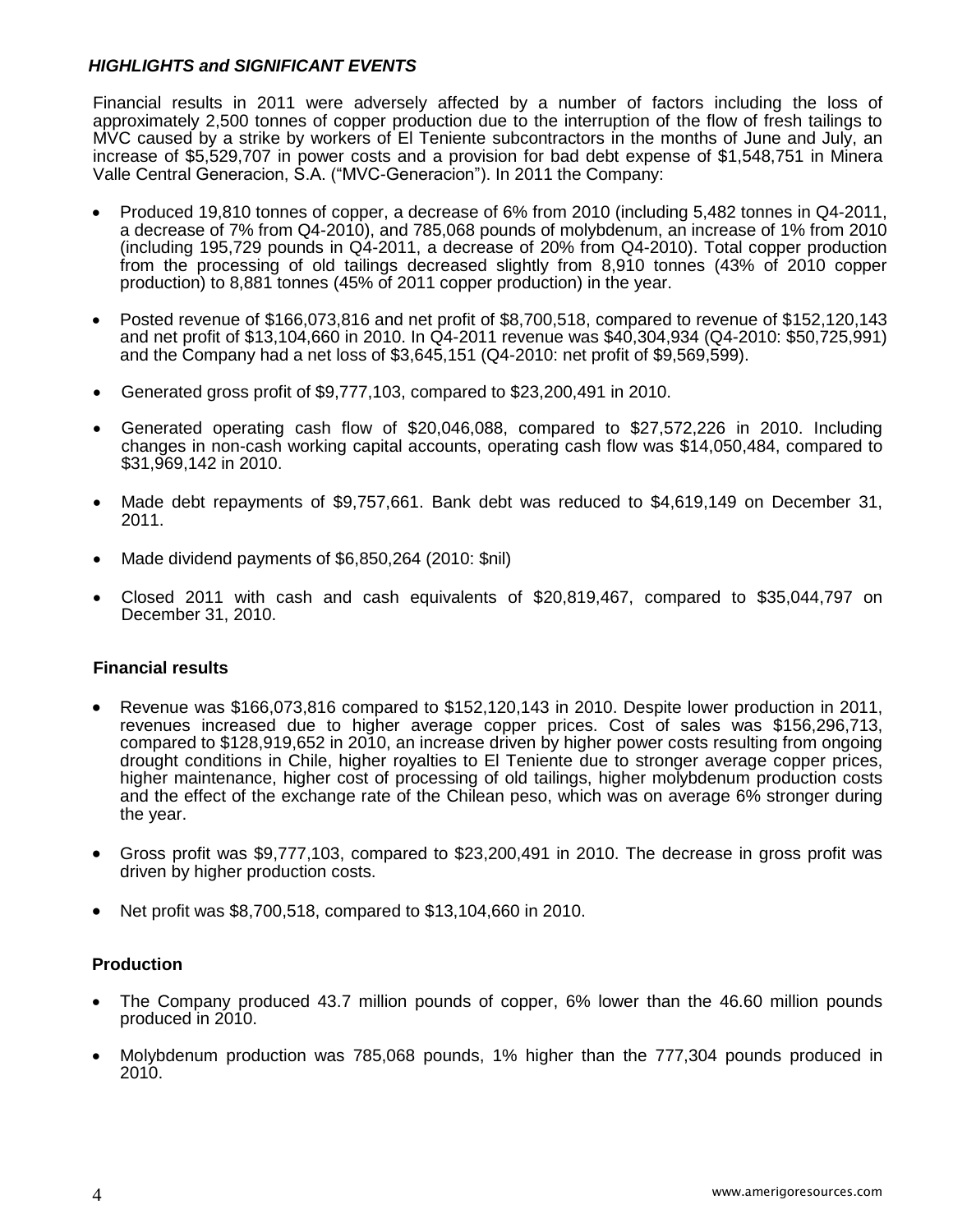### ***HIGHLIGHTS and SIGNIFICANT EVENTS***

Financial results in 2011 were adversely affected by a number of factors including the loss of approximately 2,500 tonnes of copper production due to the interruption of the flow of fresh tailings to MVC caused by a strike by workers of El Teniente subcontractors in the months of June and July, an increase of $5,529,707 in power costs and a provision for bad debt expense of $1,548,751 in Minera Valle Central Generacion, S.A. ("MVC-Generacion"). In 2011 the Company:

- Produced 19,810 tonnes of copper, a decrease of 6% from 2010 (including 5,482 tonnes in Q4-2011, a decrease of 7% from Q4-2010), and 785,068 pounds of molybdenum, an increase of 1% from 2010 (including 195,729 pounds in Q4-2011, a decrease of 20% from Q4-2010). Total copper production from the processing of old tailings decreased slightly from 8,910 tonnes (43% of 2010 copper production) to 8,881 tonnes (45% of 2011 copper production) in the year.
- Posted revenue of $166,073,816 and net profit of $8,700,518, compared to revenue of $152,120,143 and net profit of $13,104,660 in 2010. In Q4-2011 revenue was $40,304,934 (Q4-2010: $50,725,991) and the Company had a net loss of $3,645,151 (Q4-2010: net profit of $9,569,599).
- Generated gross profit of $9,777,103, compared to $23,200,491 in 2010.
- Generated operating cash flow of $20,046,088, compared to $27,572,226 in 2010. Including changes in non-cash working capital accounts, operating cash flow was $14,050,484, compared to $31,969,142 in 2010.
- Made debt repayments of $9,757,661. Bank debt was reduced to $4,619,149 on December 31, 2011.
- Made dividend payments of $6,850,264 (2010: $nil)
- Closed 2011 with cash and cash equivalents of $20,819,467, compared to $35,044,797 on December 31, 2010.

#### **Financial results**

- Revenue was $166,073,816 compared to $152,120,143 in 2010. Despite lower production in 2011, revenues increased due to higher average copper prices. Cost of sales was $156,296,713, compared to $128,919,652 in 2010, an increase driven by higher power costs resulting from ongoing drought conditions in Chile, higher royalties to El Teniente due to stronger average copper prices, higher maintenance, higher cost of processing of old tailings, higher molybdenum production costs and the effect of the exchange rate of the Chilean peso, which was on average 6% stronger during the year.
- Gross profit was $9,777,103, compared to $23,200,491 in 2010. The decrease in gross profit was driven by higher production costs.
- Net profit was $8,700,518, compared to $13,104,660 in 2010.

#### **Production**

- The Company produced 43.7 million pounds of copper, 6% lower than the 46.60 million pounds produced in 2010.
- Molybdenum production was 785,068 pounds, 1% higher than the 777,304 pounds produced in 2010.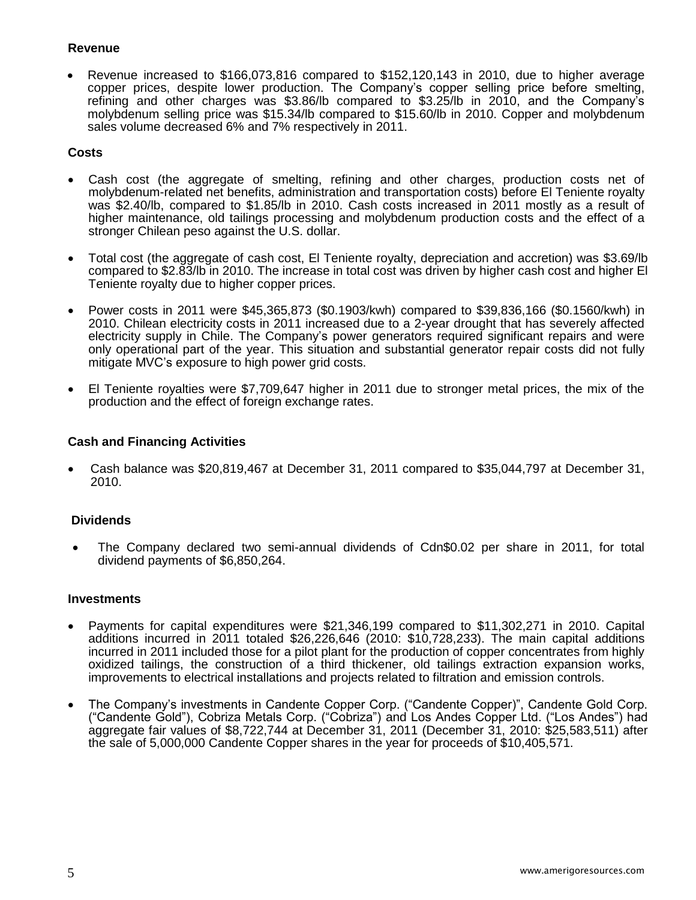### Revenue

- Revenue increased to $166,073,816 compared to $152,120,143 in 2010, due to higher average copper prices, despite lower production. The Company's copper selling price before smelting, refining and other charges was $3.86/lb compared to $3.25/lb in 2010, and the Company's molybdenum selling price was $15.34/lb compared to $15.60/lb in 2010. Copper and molybdenum sales volume decreased 6% and 7% respectively in 2011.

### Costs

- Cash cost (the aggregate of smelting, refining and other charges, production costs net of molybdenum-related net benefits, administration and transportation costs) before El Teniente royalty was $2.40/lb, compared to $1.85/lb in 2010. Cash costs increased in 2011 mostly as a result of higher maintenance, old tailings processing and molybdenum production costs and the effect of a stronger Chilean peso against the U.S. dollar.

- Total cost (the aggregate of cash cost, El Teniente royalty, depreciation and accretion) was $3.69/lb compared to $2.83/lb in 2010. The increase in total cost was driven by higher cash cost and higher El Teniente royalty due to higher copper prices.

- Power costs in 2011 were $45,365,873 ($0.1903/kwh) compared to $39,836,166 ($0.1560/kwh) in 2010. Chilean electricity costs in 2011 increased due to a 2-year drought that has severely affected electricity supply in Chile. The Company's power generators required significant repairs and were only operational part of the year. This situation and substantial generator repair costs did not fully mitigate MVC's exposure to high power grid costs.

- El Teniente royalties were $7,709,647 higher in 2011 due to stronger metal prices, the mix of the production and the effect of foreign exchange rates.

### Cash and Financing Activities

- Cash balance was $20,819,467 at December 31, 2011 compared to $35,044,797 at December 31, 2010.

### Dividends

- The Company declared two semi-annual dividends of Cdn$0.02 per share in 2011, for total dividend payments of $6,850,264.

### Investments

- Payments for capital expenditures were $21,346,199 compared to $11,302,271 in 2010. Capital additions incurred in 2011 totaled $26,226,646 (2010: $10,728,233). The main capital additions incurred in 2011 included those for a pilot plant for the production of copper concentrates from highly oxidized tailings, the construction of a third thickener, old tailings extraction expansion works, improvements to electrical installations and projects related to filtration and emission controls.

- The Company's investments in Candente Copper Corp. ("Candente Copper)", Candente Gold Corp. ("Candente Gold"), Cobriza Metals Corp. ("Cobriza") and Los Andes Copper Ltd. ("Los Andes") had aggregate fair values of $8,722,744 at December 31, 2011 (December 31, 2010: $25,583,511) after the sale of 5,000,000 Candente Copper shares in the year for proceeds of $10,405,571.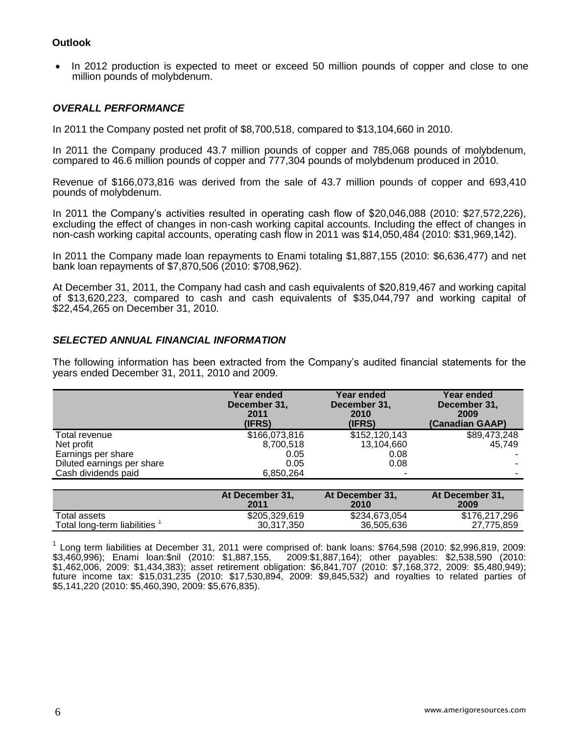**Outlook**

- In 2012 production is expected to meet or exceed 50 million pounds of copper and close to one million pounds of molybdenum.

## *OVERALL PERFORMANCE*

In 2011 the Company posted net profit of $8,700,518, compared to $13,104,660 in 2010.

In 2011 the Company produced 43.7 million pounds of copper and 785,068 pounds of molybdenum, compared to 46.6 million pounds of copper and 777,304 pounds of molybdenum produced in 2010.

Revenue of $166,073,816 was derived from the sale of 43.7 million pounds of copper and 693,410 pounds of molybdenum.

In 2011 the Company's activities resulted in operating cash flow of $20,046,088 (2010: $27,572,226), excluding the effect of changes in non-cash working capital accounts. Including the effect of changes in non-cash working capital accounts, operating cash flow in 2011 was $14,050,484 (2010: $31,969,142).

In 2011 the Company made loan repayments to Enami totaling $1,887,155 (2010: $6,636,477) and net bank loan repayments of $7,870,506 (2010: $708,962).

At December 31, 2011, the Company had cash and cash equivalents of $20,819,467 and working capital of $13,620,223, compared to cash and cash equivalents of $35,044,797 and working capital of $22,454,265 on December 31, 2010.

## *SELECTED ANNUAL FINANCIAL INFORMATION*

The following information has been extracted from the Company's audited financial statements for the years ended December 31, 2011, 2010 and 2009.

| | Year ended December 31, 2011 (IFRS) | Year ended December 31, 2010 (IFRS) | Year ended December 31, 2009 (Canadian GAAP) |
|---|---|---|---|
| Total revenue | $166,073,816 | $152,120,143 | $89,473,248 |
| Net profit | 8,700,518 | 13,104,660 | 45,749 |
| Earnings per share | 0.05 | 0.08 | - |
| Diluted earnings per share | 0.05 | 0.08 | - |
| Cash dividends paid | 6,850,264 | - | - |

| | At December 31, 2011 | At December 31, 2010 | At December 31, 2009 |
|---|---|---|---|
| Total assets | $205,329,619 | $234,673,054 | $176,217,296 |
| Total long-term liabilities [1] | 30,317,350 | 36,505,636 | 27,775,859 |

[1] Long term liabilities at December 31, 2011 were comprised of: bank loans: $764,598 (2010: $2,996,819, 2009: $3,460,996); Enami loan:$nil (2010: $1,887,155, 2009:$1,887,164); other payables: $2,538,590 (2010: $1,462,006, 2009: $1,434,383); asset retirement obligation: $6,841,707 (2010: $7,168,372, 2009: $5,480,949); future income tax: $15,031,235 (2010: $17,530,894, 2009: $9,845,532) and royalties to related parties of $5,141,220 (2010: $5,460,390, 2009: $5,676,835).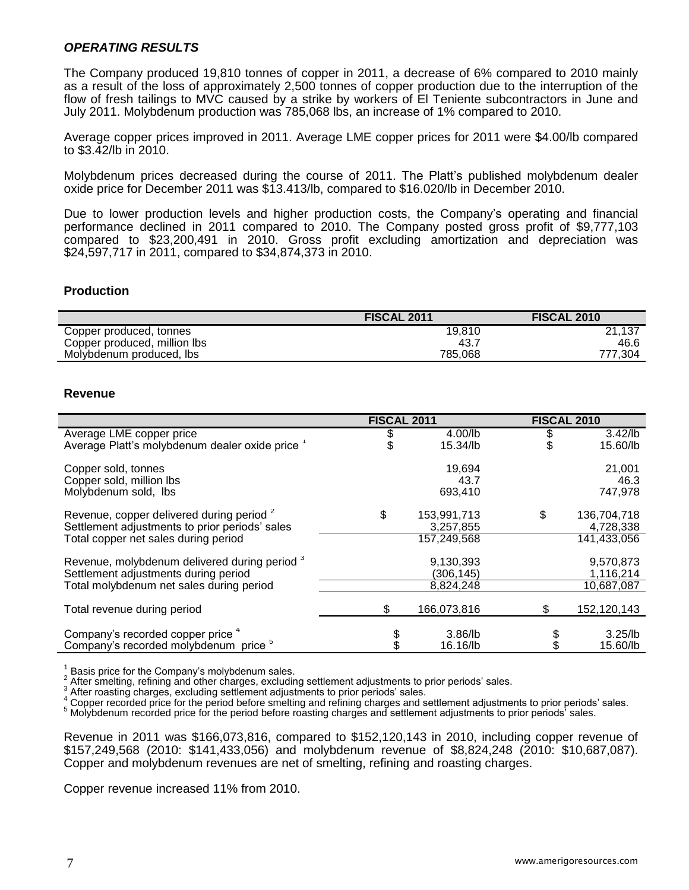### *OPERATING RESULTS*

The Company produced 19,810 tonnes of copper in 2011, a decrease of 6% compared to 2010 mainly as a result of the loss of approximately 2,500 tonnes of copper production due to the interruption of the flow of fresh tailings to MVC caused by a strike by workers of El Teniente subcontractors in June and July 2011. Molybdenum production was 785,068 lbs, an increase of 1% compared to 2010.

Average copper prices improved in 2011. Average LME copper prices for 2011 were $4.00/lb compared to $3.42/lb in 2010.

Molybdenum prices decreased during the course of 2011. The Platt's published molybdenum dealer oxide price for December 2011 was $13.413/lb, compared to $16.020/lb in December 2010.

Due to lower production levels and higher production costs, the Company's operating and financial performance declined in 2011 compared to 2010. The Company posted gross profit of $9,777,103 compared to $23,200,491 in 2010. Gross profit excluding amortization and depreciation was $24,597,717 in 2011, compared to $34,874,373 in 2010.

#### Production

| | FISCAL 2011 | FISCAL 2010 |
|---|---|---|
| Copper produced, tonnes | 19,810 | 21,137 |
| Copper produced, million lbs | 43.7 | 46.6 |
| Molybdenum produced, lbs | 785,068 | 777,304 |

#### Revenue

| | FISCAL 2011 | FISCAL 2010 |
|---|---|---|
| Average LME copper price | $ 4.00/lb | $ 3.42/lb |
| Average Platt's molybdenum dealer oxide price [1] | $ 15.34/lb | $ 15.60/lb |
| | | |
| Copper sold, tonnes | 19,694 | 21,001 |
| Copper sold, million lbs | 43.7 | 46.3 |
| Molybdenum sold, lbs | 693,410 | 747,978 |
| | | |
| Revenue, copper delivered during period [2] | $ 153,991,713 | $ 136,704,718 |
| Settlement adjustments to prior periods' sales | 3,257,855 | 4,728,338 |
| Total copper net sales during period | 157,249,568 | 141,433,056 |
| | | |
| Revenue, molybdenum delivered during period [3] | 9,130,393 | 9,570,873 |
| Settlement adjustments during period | (306,145) | 1,116,214 |
| Total molybdenum net sales during period | 8,824,248 | 10,687,087 |
| | | |
| Total revenue during period | $ 166,073,816 | $ 152,120,143 |
| | | |
| Company's recorded copper price [4] | $ 3.86/lb | $ 3.25/lb |
| Company's recorded molybdenum price [5] | $ 16.16/lb | $ 15.60/lb |

[1] Basis price for the Company's molybdenum sales.
[2] After smelting, refining and other charges, excluding settlement adjustments to prior periods' sales.
[3] After roasting charges, excluding settlement adjustments to prior periods' sales.
[4] Copper recorded price for the period before smelting and refining charges and settlement adjustments to prior periods' sales.
[5] Molybdenum recorded price for the period before roasting charges and settlement adjustments to prior periods' sales.

Revenue in 2011 was $166,073,816, compared to $152,120,143 in 2010, including copper revenue of $157,249,568 (2010: $141,433,056) and molybdenum revenue of $8,824,248 (2010: $10,687,087). Copper and molybdenum revenues are net of smelting, refining and roasting charges.

Copper revenue increased 11% from 2010.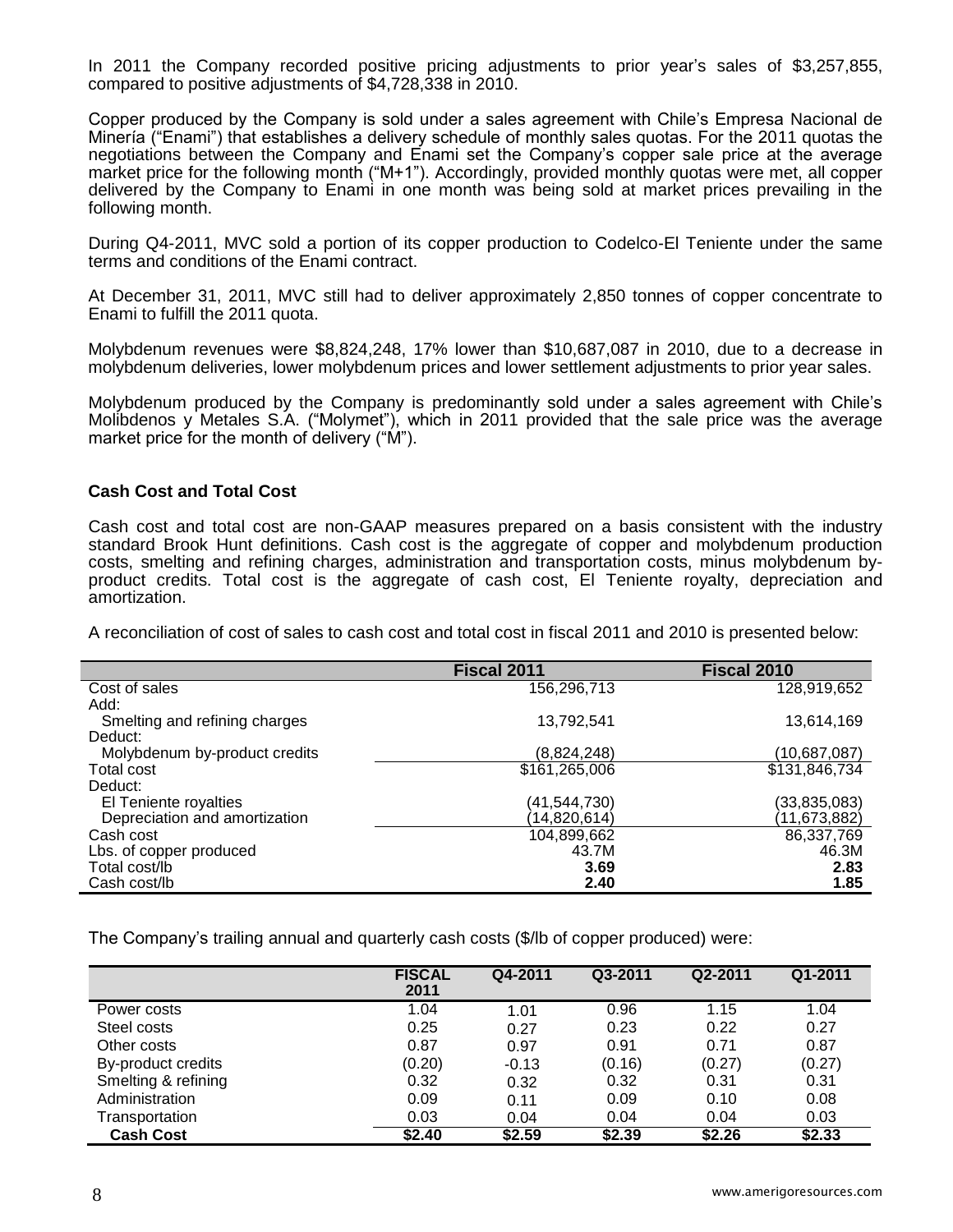In 2011 the Company recorded positive pricing adjustments to prior year's sales of $3,257,855, compared to positive adjustments of $4,728,338 in 2010.

Copper produced by the Company is sold under a sales agreement with Chile's Empresa Nacional de Minería ("Enami") that establishes a delivery schedule of monthly sales quotas. For the 2011 quotas the negotiations between the Company and Enami set the Company's copper sale price at the average market price for the following month ("M+1"). Accordingly, provided monthly quotas were met, all copper delivered by the Company to Enami in one month was being sold at market prices prevailing in the following month.

During Q4-2011, MVC sold a portion of its copper production to Codelco-El Teniente under the same terms and conditions of the Enami contract.

At December 31, 2011, MVC still had to deliver approximately 2,850 tonnes of copper concentrate to Enami to fulfill the 2011 quota.

Molybdenum revenues were $8,824,248, 17% lower than $10,687,087 in 2010, due to a decrease in molybdenum deliveries, lower molybdenum prices and lower settlement adjustments to prior year sales.

Molybdenum produced by the Company is predominantly sold under a sales agreement with Chile's Molibdenos y Metales S.A. ("Molymet"), which in 2011 provided that the sale price was the average market price for the month of delivery ("M").

**Cash Cost and Total Cost**

Cash cost and total cost are non-GAAP measures prepared on a basis consistent with the industry standard Brook Hunt definitions. Cash cost is the aggregate of copper and molybdenum production costs, smelting and refining charges, administration and transportation costs, minus molybdenum by-product credits. Total cost is the aggregate of cash cost, El Teniente royalty, depreciation and amortization.

A reconciliation of cost of sales to cash cost and total cost in fiscal 2011 and 2010 is presented below:

| | Fiscal 2011 | Fiscal 2010 |
|---|---|---|
| Cost of sales | 156,296,713 | 128,919,652 |
| Add: | | |
| Smelting and refining charges | 13,792,541 | 13,614,169 |
| Deduct: | | |
| Molybdenum by-product credits | (8,824,248) | (10,687,087) |
| Total cost | $161,265,006 | $131,846,734 |
| Deduct: | | |
| El Teniente royalties | (41,544,730) | (33,835,083) |
| Depreciation and amortization | (14,820,614) | (11,673,882) |
| Cash cost | 104,899,662 | 86,337,769 |
| Lbs. of copper produced | 43.7M | 46.3M |
| Total cost/lb | **3.69** | **2.83** |
| Cash cost/lb | **2.40** | **1.85** |

The Company's trailing annual and quarterly cash costs ($/lb of copper produced) were:

| | FISCAL 2011 | Q4-2011 | Q3-2011 | Q2-2011 | Q1-2011 |
|---|---|---|---|---|---|
| Power costs | 1.04 | 1.01 | 0.96 | 1.15 | 1.04 |
| Steel costs | 0.25 | 0.27 | 0.23 | 0.22 | 0.27 |
| Other costs | 0.87 | 0.97 | 0.91 | 0.71 | 0.87 |
| By-product credits | (0.20) | -0.13 | (0.16) | (0.27) | (0.27) |
| Smelting & refining | 0.32 | 0.32 | 0.32 | 0.31 | 0.31 |
| Administration | 0.09 | 0.11 | 0.09 | 0.10 | 0.08 |
| Transportation | 0.03 | 0.04 | 0.04 | 0.04 | 0.03 |
| **Cash Cost** | **$2.40** | **$2.59** | **$2.39** | **$2.26** | **$2.33** |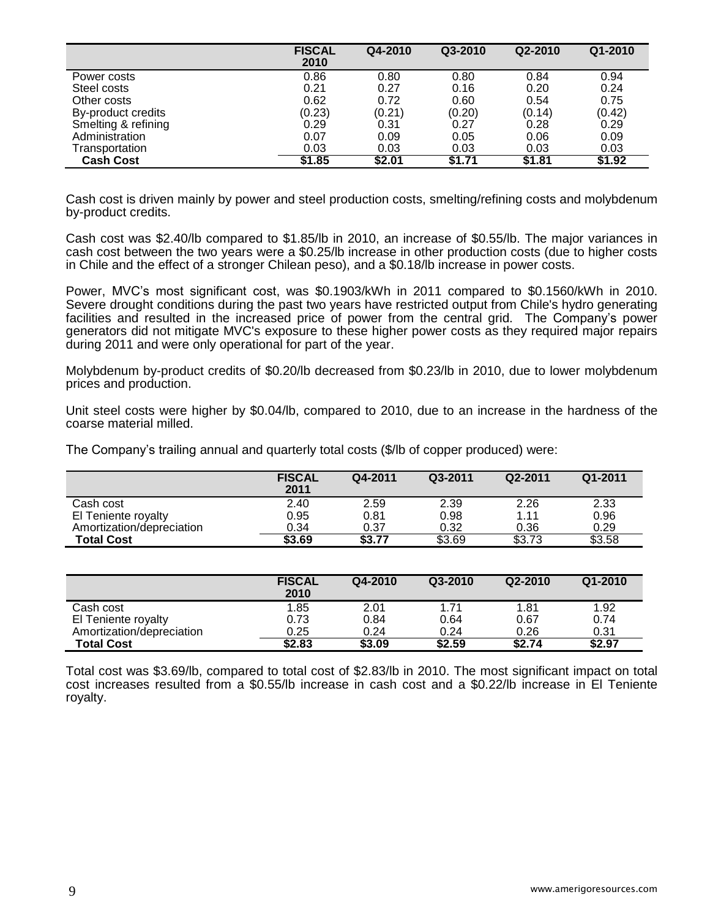| | FISCAL 2010 | Q4-2010 | Q3-2010 | Q2-2010 | Q1-2010 |
|---|---|---|---|---|---|
| Power costs | 0.86 | 0.80 | 0.80 | 0.84 | 0.94 |
| Steel costs | 0.21 | 0.27 | 0.16 | 0.20 | 0.24 |
| Other costs | 0.62 | 0.72 | 0.60 | 0.54 | 0.75 |
| By-product credits | (0.23) | (0.21) | (0.20) | (0.14) | (0.42) |
| Smelting & refining | 0.29 | 0.31 | 0.27 | 0.28 | 0.29 |
| Administration | 0.07 | 0.09 | 0.05 | 0.06 | 0.09 |
| Transportation | 0.03 | 0.03 | 0.03 | 0.03 | 0.03 |
| **Cash Cost** | **$1.85** | **$2.01** | **$1.71** | **$1.81** | **$1.92** |

Cash cost is driven mainly by power and steel production costs, smelting/refining costs and molybdenum by-product credits.

Cash cost was $2.40/lb compared to $1.85/lb in 2010, an increase of $0.55/lb. The major variances in cash cost between the two years were a $0.25/lb increase in other production costs (due to higher costs in Chile and the effect of a stronger Chilean peso), and a $0.18/lb increase in power costs.

Power, MVC's most significant cost, was $0.1903/kWh in 2011 compared to $0.1560/kWh in 2010. Severe drought conditions during the past two years have restricted output from Chile's hydro generating facilities and resulted in the increased price of power from the central grid. The Company's power generators did not mitigate MVC's exposure to these higher power costs as they required major repairs during 2011 and were only operational for part of the year.

Molybdenum by-product credits of $0.20/lb decreased from $0.23/lb in 2010, due to lower molybdenum prices and production.

Unit steel costs were higher by $0.04/lb, compared to 2010, due to an increase in the hardness of the coarse material milled.

The Company's trailing annual and quarterly total costs ($/lb of copper produced) were:

| | FISCAL 2011 | Q4-2011 | Q3-2011 | Q2-2011 | Q1-2011 |
|---|---|---|---|---|---|
| Cash cost | 2.40 | 2.59 | 2.39 | 2.26 | 2.33 |
| El Teniente royalty | 0.95 | 0.81 | 0.98 | 1.11 | 0.96 |
| Amortization/depreciation | 0.34 | 0.37 | 0.32 | 0.36 | 0.29 |
| **Total Cost** | **$3.69** | **$3.77** | $3.69 | $3.73 | $3.58 |

| | FISCAL 2010 | Q4-2010 | Q3-2010 | Q2-2010 | Q1-2010 |
|---|---|---|---|---|---|
| Cash cost | 1.85 | 2.01 | 1.71 | 1.81 | 1.92 |
| El Teniente royalty | 0.73 | 0.84 | 0.64 | 0.67 | 0.74 |
| Amortization/depreciation | 0.25 | 0.24 | 0.24 | 0.26 | 0.31 |
| **Total Cost** | **$2.83** | **$3.09** | **$2.59** | **$2.74** | **$2.97** |

Total cost was $3.69/lb, compared to total cost of $2.83/lb in 2010. The most significant impact on total cost increases resulted from a $0.55/lb increase in cash cost and a $0.22/lb increase in El Teniente royalty.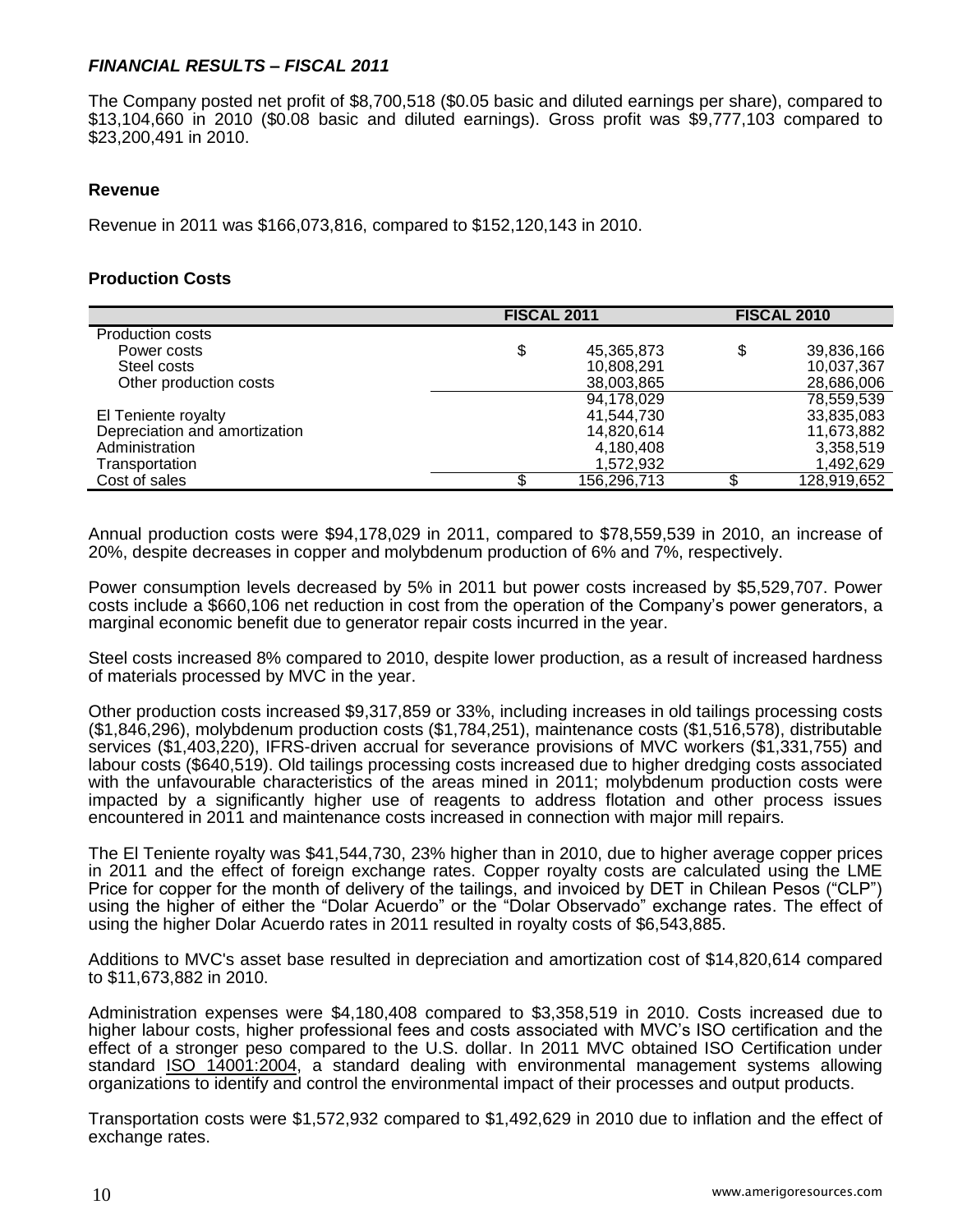### *FINANCIAL RESULTS – FISCAL 2011*

The Company posted net profit of $8,700,518 ($0.05 basic and diluted earnings per share), compared to $13,104,660 in 2010 ($0.08 basic and diluted earnings). Gross profit was $9,777,103 compared to $23,200,491 in 2010.

#### Revenue

Revenue in 2011 was $166,073,816, compared to $152,120,143 in 2010.

#### Production Costs

| | FISCAL 2011 | FISCAL 2010 |
|---|---|---|
| Production costs | | |
| Power costs | $ 45,365,873 | $ 39,836,166 |
| Steel costs | 10,808,291 | 10,037,367 |
| Other production costs | 38,003,865 | 28,686,006 |
| | 94,178,029 | 78,559,539 |
| El Teniente royalty | 41,544,730 | 33,835,083 |
| Depreciation and amortization | 14,820,614 | 11,673,882 |
| Administration | 4,180,408 | 3,358,519 |
| Transportation | 1,572,932 | 1,492,629 |
| Cost of sales | $ 156,296,713 | $ 128,919,652 |

Annual production costs were $94,178,029 in 2011, compared to $78,559,539 in 2010, an increase of 20%, despite decreases in copper and molybdenum production of 6% and 7%, respectively.

Power consumption levels decreased by 5% in 2011 but power costs increased by $5,529,707. Power costs include a $660,106 net reduction in cost from the operation of the Company's power generators, a marginal economic benefit due to generator repair costs incurred in the year.

Steel costs increased 8% compared to 2010, despite lower production, as a result of increased hardness of materials processed by MVC in the year.

Other production costs increased $9,317,859 or 33%, including increases in old tailings processing costs ($1,846,296), molybdenum production costs ($1,784,251), maintenance costs ($1,516,578), distributable services ($1,403,220), IFRS-driven accrual for severance provisions of MVC workers ($1,331,755) and labour costs ($640,519). Old tailings processing costs increased due to higher dredging costs associated with the unfavourable characteristics of the areas mined in 2011; molybdenum production costs were impacted by a significantly higher use of reagents to address flotation and other process issues encountered in 2011 and maintenance costs increased in connection with major mill repairs.

The El Teniente royalty was $41,544,730, 23% higher than in 2010, due to higher average copper prices in 2011 and the effect of foreign exchange rates. Copper royalty costs are calculated using the LME Price for copper for the month of delivery of the tailings, and invoiced by DET in Chilean Pesos ("CLP") using the higher of either the "Dolar Acuerdo" or the "Dolar Observado" exchange rates. The effect of using the higher Dolar Acuerdo rates in 2011 resulted in royalty costs of $6,543,885.

Additions to MVC's asset base resulted in depreciation and amortization cost of $14,820,614 compared to $11,673,882 in 2010.

Administration expenses were $4,180,408 compared to $3,358,519 in 2010. Costs increased due to higher labour costs, higher professional fees and costs associated with MVC's ISO certification and the effect of a stronger peso compared to the U.S. dollar. In 2011 MVC obtained ISO Certification under standard ISO 14001:2004, a standard dealing with environmental management systems allowing organizations to identify and control the environmental impact of their processes and output products.

Transportation costs were $1,572,932 compared to $1,492,629 in 2010 due to inflation and the effect of exchange rates.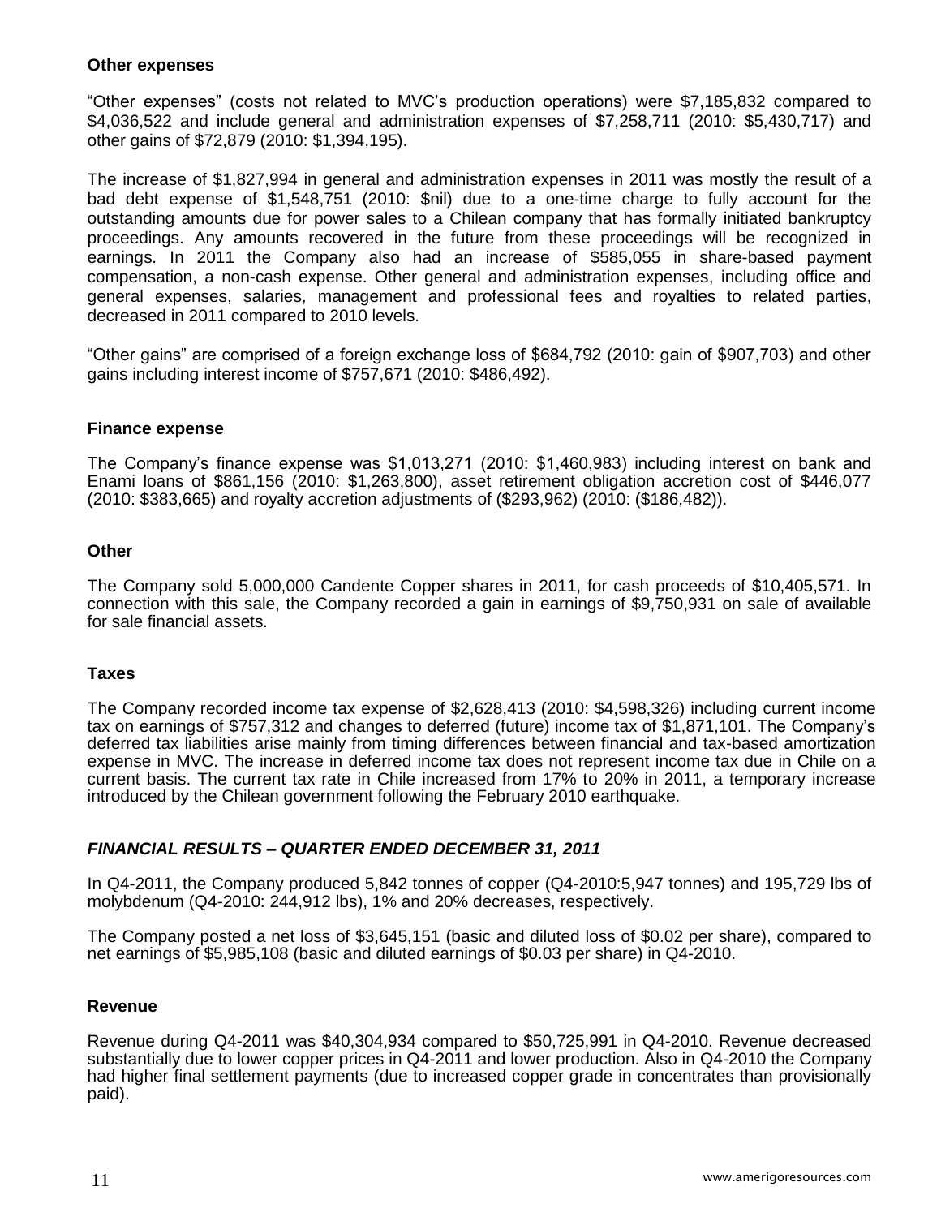### Other expenses

"Other expenses" (costs not related to MVC's production operations) were $7,185,832 compared to $4,036,522 and include general and administration expenses of $7,258,711 (2010: $5,430,717) and other gains of $72,879 (2010: $1,394,195).

The increase of $1,827,994 in general and administration expenses in 2011 was mostly the result of a bad debt expense of $1,548,751 (2010: $nil) due to a one-time charge to fully account for the outstanding amounts due for power sales to a Chilean company that has formally initiated bankruptcy proceedings. Any amounts recovered in the future from these proceedings will be recognized in earnings. In 2011 the Company also had an increase of $585,055 in share-based payment compensation, a non-cash expense. Other general and administration expenses, including office and general expenses, salaries, management and professional fees and royalties to related parties, decreased in 2011 compared to 2010 levels.

"Other gains" are comprised of a foreign exchange loss of $684,792 (2010: gain of $907,703) and other gains including interest income of $757,671 (2010: $486,492).

### Finance expense

The Company's finance expense was $1,013,271 (2010: $1,460,983) including interest on bank and Enami loans of $861,156 (2010: $1,263,800), asset retirement obligation accretion cost of $446,077 (2010: $383,665) and royalty accretion adjustments of ($293,962) (2010: ($186,482)).

### Other

The Company sold 5,000,000 Candente Copper shares in 2011, for cash proceeds of $10,405,571. In connection with this sale, the Company recorded a gain in earnings of $9,750,931 on sale of available for sale financial assets.

### Taxes

The Company recorded income tax expense of $2,628,413 (2010: $4,598,326) including current income tax on earnings of $757,312 and changes to deferred (future) income tax of $1,871,101. The Company's deferred tax liabilities arise mainly from timing differences between financial and tax-based amortization expense in MVC. The increase in deferred income tax does not represent income tax due in Chile on a current basis. The current tax rate in Chile increased from 17% to 20% in 2011, a temporary increase introduced by the Chilean government following the February 2010 earthquake.

## *FINANCIAL RESULTS – QUARTER ENDED DECEMBER 31, 2011*

In Q4-2011, the Company produced 5,842 tonnes of copper (Q4-2010:5,947 tonnes) and 195,729 lbs of molybdenum (Q4-2010: 244,912 lbs), 1% and 20% decreases, respectively.

The Company posted a net loss of $3,645,151 (basic and diluted loss of $0.02 per share), compared to net earnings of $5,985,108 (basic and diluted earnings of $0.03 per share) in Q4-2010.

### Revenue

Revenue during Q4-2011 was $40,304,934 compared to $50,725,991 in Q4-2010. Revenue decreased substantially due to lower copper prices in Q4-2011 and lower production. Also in Q4-2010 the Company had higher final settlement payments (due to increased copper grade in concentrates than provisionally paid).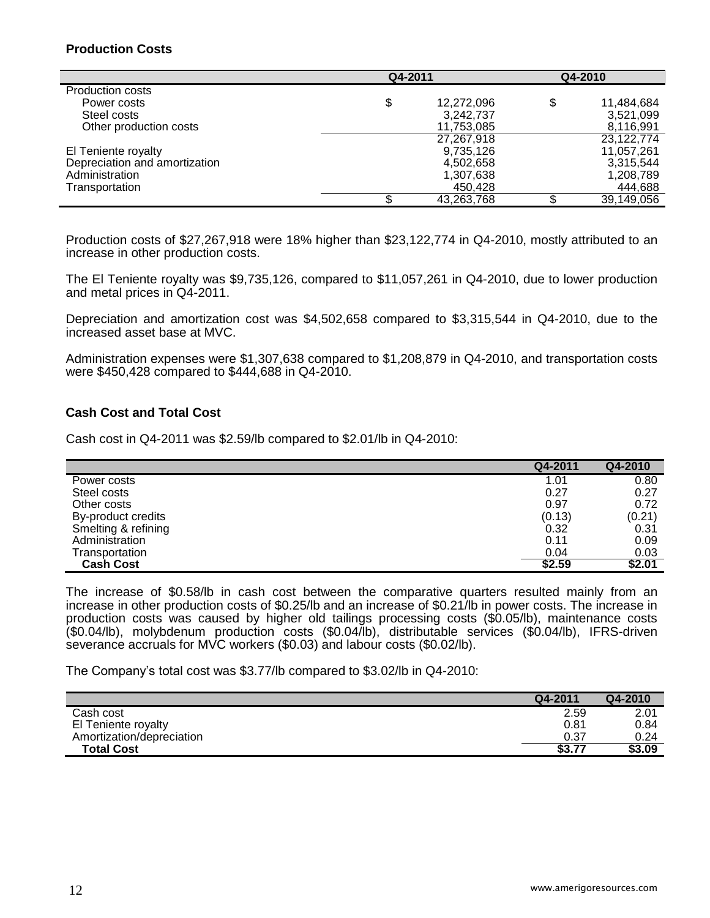### Production Costs

| | Q4-2011 | | Q4-2010 | |
|---|---|---|---|---|
| Production costs | | | | |
| Power costs | $ | 12,272,096 | $ | 11,484,684 |
| Steel costs | | 3,242,737 | | 3,521,099 |
| Other production costs | | 11,753,085 | | 8,116,991 |
| | | 27,267,918 | | 23,122,774 |
| El Teniente royalty | | 9,735,126 | | 11,057,261 |
| Depreciation and amortization | | 4,502,658 | | 3,315,544 |
| Administration | | 1,307,638 | | 1,208,789 |
| Transportation | | 450,428 | | 444,688 |
| | $ | 43,263,768 | $ | 39,149,056 |

Production costs of $27,267,918 were 18% higher than $23,122,774 in Q4-2010, mostly attributed to an increase in other production costs.

The El Teniente royalty was $9,735,126, compared to $11,057,261 in Q4-2010, due to lower production and metal prices in Q4-2011.

Depreciation and amortization cost was $4,502,658 compared to $3,315,544 in Q4-2010, due to the increased asset base at MVC.

Administration expenses were $1,307,638 compared to $1,208,879 in Q4-2010, and transportation costs were $450,428 compared to $444,688 in Q4-2010.

### Cash Cost and Total Cost

Cash cost in Q4-2011 was $2.59/lb compared to $2.01/lb in Q4-2010:

| | Q4-2011 | Q4-2010 |
|---|---|---|
| Power costs | 1.01 | 0.80 |
| Steel costs | 0.27 | 0.27 |
| Other costs | 0.97 | 0.72 |
| By-product credits | (0.13) | (0.21) |
| Smelting & refining | 0.32 | 0.31 |
| Administration | 0.11 | 0.09 |
| Transportation | 0.04 | 0.03 |
| **Cash Cost** | **$2.59** | **$2.01** |

The increase of $0.58/lb in cash cost between the comparative quarters resulted mainly from an increase in other production costs of $0.25/lb and an increase of $0.21/lb in power costs. The increase in production costs was caused by higher old tailings processing costs ($0.05/lb), maintenance costs ($0.04/lb), molybdenum production costs ($0.04/lb), distributable services ($0.04/lb), IFRS-driven severance accruals for MVC workers ($0.03) and labour costs ($0.02/lb).

The Company's total cost was $3.77/lb compared to $3.02/lb in Q4-2010:

| | Q4-2011 | Q4-2010 |
|---|---|---|
| Cash cost | 2.59 | 2.01 |
| El Teniente royalty | 0.81 | 0.84 |
| Amortization/depreciation | 0.37 | 0.24 |
| **Total Cost** | **$3.77** | **$3.09** |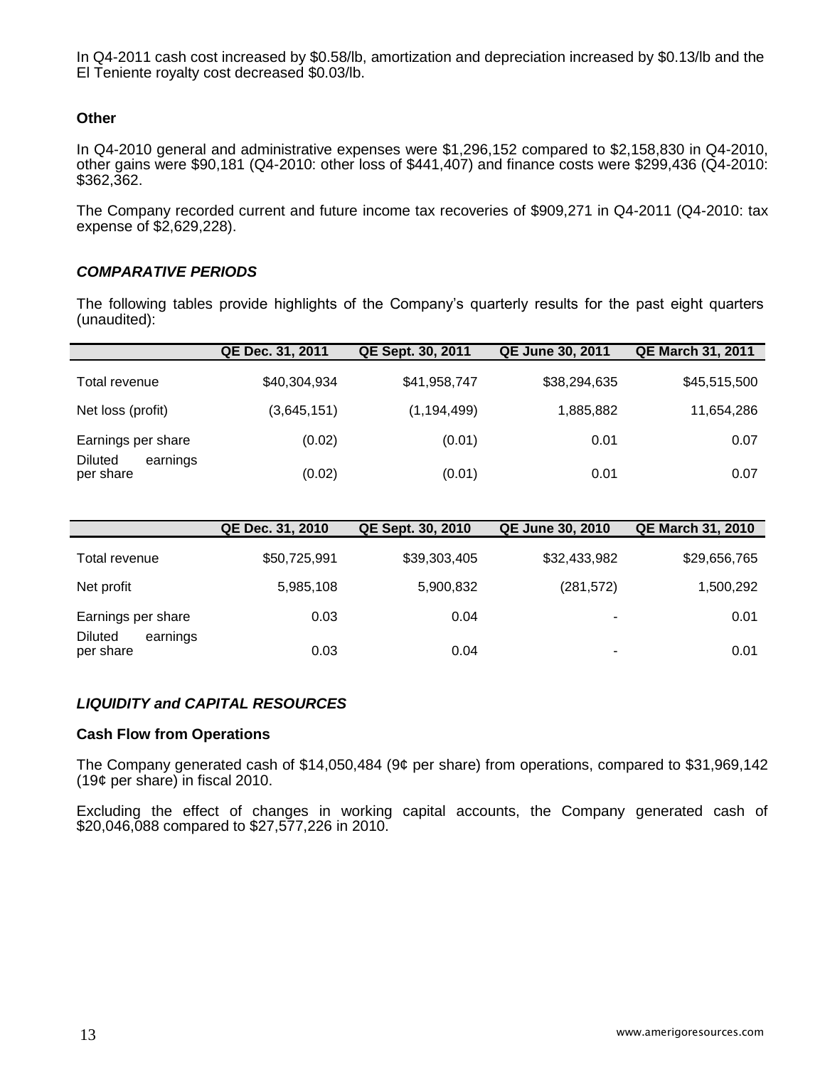In Q4-2011 cash cost increased by \$0.58/lb, amortization and depreciation increased by \$0.13/lb and the El Teniente royalty cost decreased \$0.03/lb.

**Other**

In Q4-2010 general and administrative expenses were \$1,296,152 compared to \$2,158,830 in Q4-2010, other gains were \$90,181 (Q4-2010: other loss of \$441,407) and finance costs were \$299,436 (Q4-2010: \$362,362.

The Company recorded current and future income tax recoveries of \$909,271 in Q4-2011 (Q4-2010: tax expense of \$2,629,228).

## *COMPARATIVE PERIODS*

The following tables provide highlights of the Company's quarterly results for the past eight quarters (unaudited):

| | QE Dec. 31, 2011 | QE Sept. 30, 2011 | QE June 30, 2011 | QE March 31, 2011 |
|---|---|---|---|---|
| Total revenue | \$40,304,934 | \$41,958,747 | \$38,294,635 | \$45,515,500 |
| Net loss (profit) | (3,645,151) | (1,194,499) | 1,885,882 | 11,654,286 |
| Earnings per share | (0.02) | (0.01) | 0.01 | 0.07 |
| Diluted earnings per share | (0.02) | (0.01) | 0.01 | 0.07 |

| | QE Dec. 31, 2010 | QE Sept. 30, 2010 | QE June 30, 2010 | QE March 31, 2010 |
|---|---|---|---|---|
| Total revenue | \$50,725,991 | \$39,303,405 | \$32,433,982 | \$29,656,765 |
| Net profit | 5,985,108 | 5,900,832 | (281,572) | 1,500,292 |
| Earnings per share | 0.03 | 0.04 | - | 0.01 |
| Diluted earnings per share | 0.03 | 0.04 | - | 0.01 |

## *LIQUIDITY and CAPITAL RESOURCES*

**Cash Flow from Operations**

The Company generated cash of \$14,050,484 (9¢ per share) from operations, compared to \$31,969,142 (19¢ per share) in fiscal 2010.

Excluding the effect of changes in working capital accounts, the Company generated cash of \$20,046,088 compared to \$27,577,226 in 2010.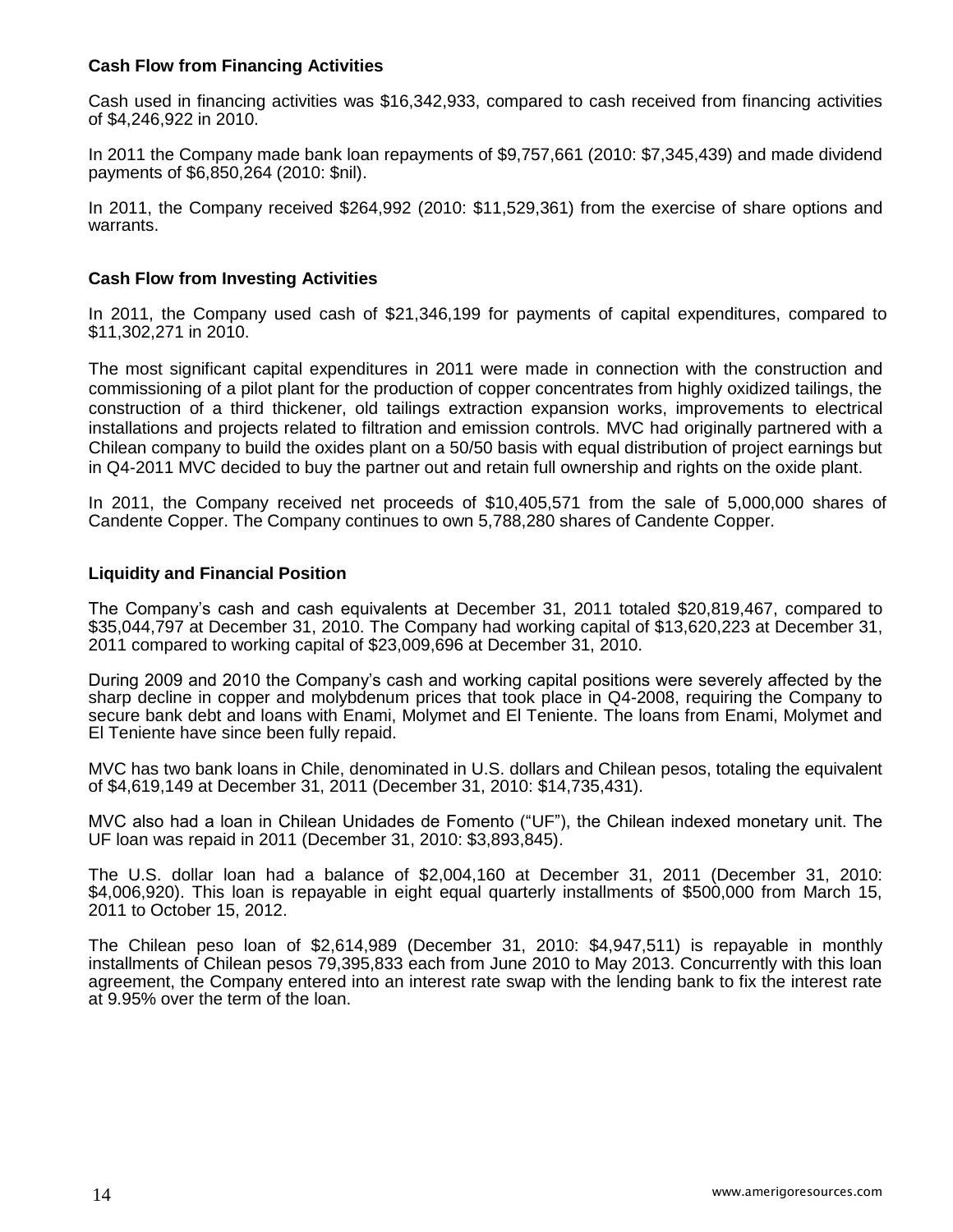### Cash Flow from Financing Activities

Cash used in financing activities was $16,342,933, compared to cash received from financing activities of $4,246,922 in 2010.

In 2011 the Company made bank loan repayments of $9,757,661 (2010: $7,345,439) and made dividend payments of $6,850,264 (2010: $nil).

In 2011, the Company received $264,992 (2010: $11,529,361) from the exercise of share options and warrants.

### Cash Flow from Investing Activities

In 2011, the Company used cash of $21,346,199 for payments of capital expenditures, compared to $11,302,271 in 2010.

The most significant capital expenditures in 2011 were made in connection with the construction and commissioning of a pilot plant for the production of copper concentrates from highly oxidized tailings, the construction of a third thickener, old tailings extraction expansion works, improvements to electrical installations and projects related to filtration and emission controls. MVC had originally partnered with a Chilean company to build the oxides plant on a 50/50 basis with equal distribution of project earnings but in Q4-2011 MVC decided to buy the partner out and retain full ownership and rights on the oxide plant.

In 2011, the Company received net proceeds of $10,405,571 from the sale of 5,000,000 shares of Candente Copper. The Company continues to own 5,788,280 shares of Candente Copper.

### Liquidity and Financial Position

The Company's cash and cash equivalents at December 31, 2011 totaled $20,819,467, compared to $35,044,797 at December 31, 2010. The Company had working capital of $13,620,223 at December 31, 2011 compared to working capital of $23,009,696 at December 31, 2010.

During 2009 and 2010 the Company's cash and working capital positions were severely affected by the sharp decline in copper and molybdenum prices that took place in Q4-2008, requiring the Company to secure bank debt and loans with Enami, Molymet and El Teniente. The loans from Enami, Molymet and El Teniente have since been fully repaid.

MVC has two bank loans in Chile, denominated in U.S. dollars and Chilean pesos, totaling the equivalent of $4,619,149 at December 31, 2011 (December 31, 2010: $14,735,431).

MVC also had a loan in Chilean Unidades de Fomento ("UF"), the Chilean indexed monetary unit. The UF loan was repaid in 2011 (December 31, 2010: $3,893,845).

The U.S. dollar loan had a balance of $2,004,160 at December 31, 2011 (December 31, 2010: $4,006,920). This loan is repayable in eight equal quarterly installments of $500,000 from March 15, 2011 to October 15, 2012.

The Chilean peso loan of $2,614,989 (December 31, 2010: $4,947,511) is repayable in monthly installments of Chilean pesos 79,395,833 each from June 2010 to May 2013. Concurrently with this loan agreement, the Company entered into an interest rate swap with the lending bank to fix the interest rate at 9.95% over the term of the loan.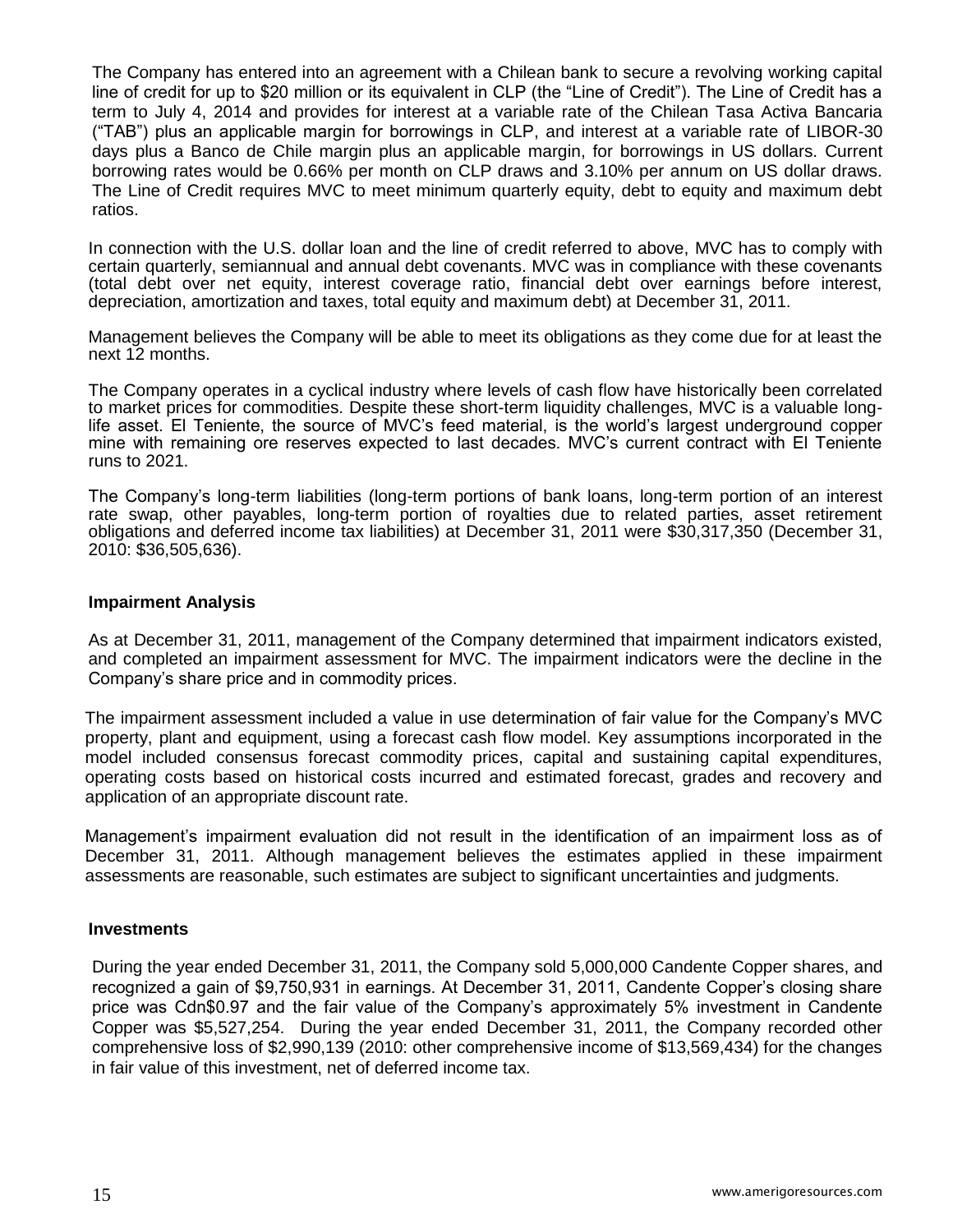The Company has entered into an agreement with a Chilean bank to secure a revolving working capital line of credit for up to $20 million or its equivalent in CLP (the "Line of Credit"). The Line of Credit has a term to July 4, 2014 and provides for interest at a variable rate of the Chilean Tasa Activa Bancaria ("TAB") plus an applicable margin for borrowings in CLP, and interest at a variable rate of LIBOR-30 days plus a Banco de Chile margin plus an applicable margin, for borrowings in US dollars. Current borrowing rates would be 0.66% per month on CLP draws and 3.10% per annum on US dollar draws. The Line of Credit requires MVC to meet minimum quarterly equity, debt to equity and maximum debt ratios.

In connection with the U.S. dollar loan and the line of credit referred to above, MVC has to comply with certain quarterly, semiannual and annual debt covenants. MVC was in compliance with these covenants (total debt over net equity, interest coverage ratio, financial debt over earnings before interest, depreciation, amortization and taxes, total equity and maximum debt) at December 31, 2011.

Management believes the Company will be able to meet its obligations as they come due for at least the next 12 months.

The Company operates in a cyclical industry where levels of cash flow have historically been correlated to market prices for commodities. Despite these short-term liquidity challenges, MVC is a valuable long-life asset. El Teniente, the source of MVC's feed material, is the world's largest underground copper mine with remaining ore reserves expected to last decades. MVC's current contract with El Teniente runs to 2021.

The Company's long-term liabilities (long-term portions of bank loans, long-term portion of an interest rate swap, other payables, long-term portion of royalties due to related parties, asset retirement obligations and deferred income tax liabilities) at December 31, 2011 were $30,317,350 (December 31, 2010: $36,505,636).

### Impairment Analysis

As at December 31, 2011, management of the Company determined that impairment indicators existed, and completed an impairment assessment for MVC. The impairment indicators were the decline in the Company's share price and in commodity prices.

The impairment assessment included a value in use determination of fair value for the Company's MVC property, plant and equipment, using a forecast cash flow model. Key assumptions incorporated in the model included consensus forecast commodity prices, capital and sustaining capital expenditures, operating costs based on historical costs incurred and estimated forecast, grades and recovery and application of an appropriate discount rate.

Management's impairment evaluation did not result in the identification of an impairment loss as of December 31, 2011. Although management believes the estimates applied in these impairment assessments are reasonable, such estimates are subject to significant uncertainties and judgments.

### Investments

During the year ended December 31, 2011, the Company sold 5,000,000 Candente Copper shares, and recognized a gain of $9,750,931 in earnings. At December 31, 2011, Candente Copper's closing share price was Cdn$0.97 and the fair value of the Company's approximately 5% investment in Candente Copper was $5,527,254. During the year ended December 31, 2011, the Company recorded other comprehensive loss of $2,990,139 (2010: other comprehensive income of $13,569,434) for the changes in fair value of this investment, net of deferred income tax.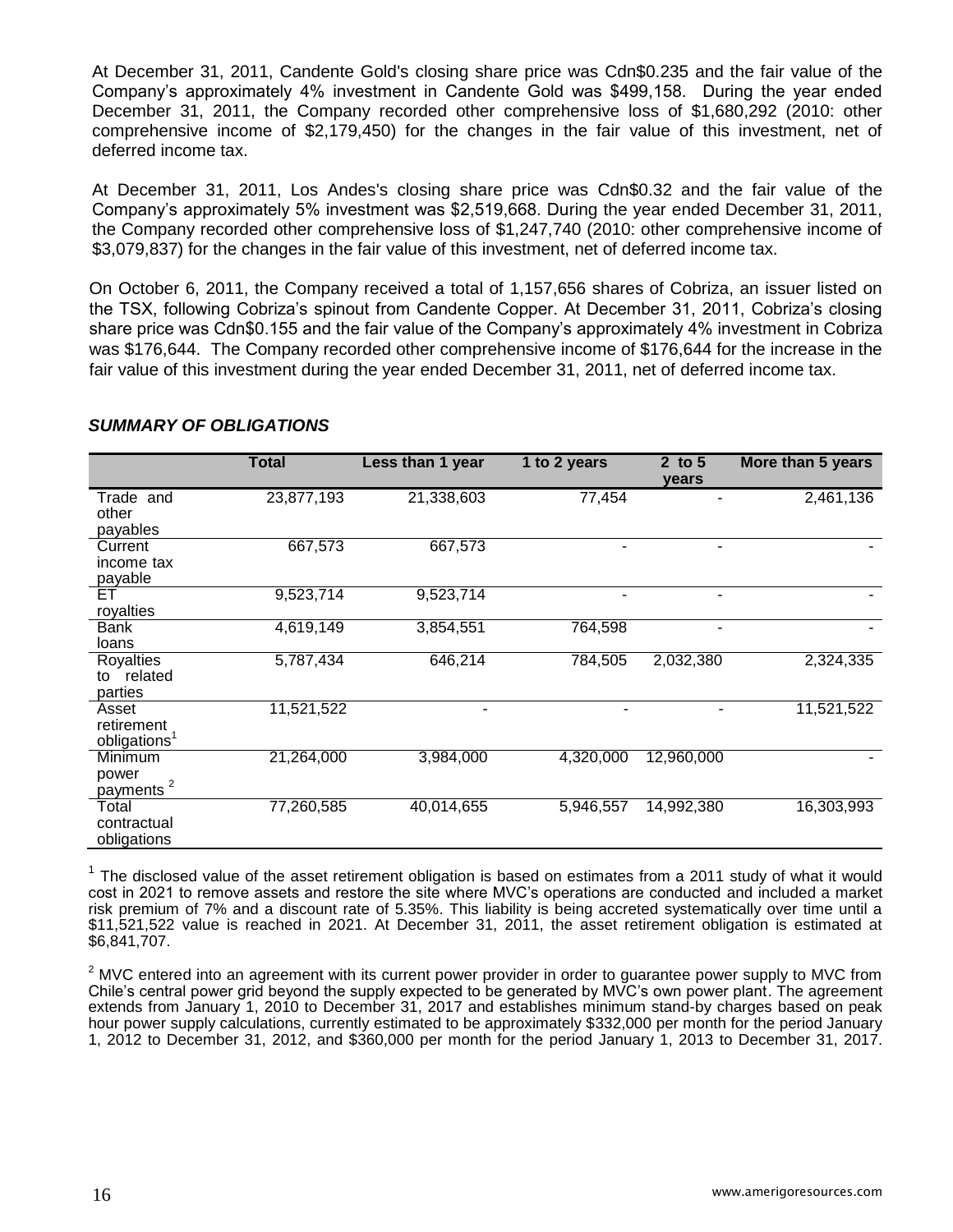At December 31, 2011, Candente Gold's closing share price was Cdn$0.235 and the fair value of the Company's approximately 4% investment in Candente Gold was $499,158. During the year ended December 31, 2011, the Company recorded other comprehensive loss of $1,680,292 (2010: other comprehensive income of $2,179,450) for the changes in the fair value of this investment, net of deferred income tax.

At December 31, 2011, Los Andes's closing share price was Cdn$0.32 and the fair value of the Company's approximately 5% investment was $2,519,668. During the year ended December 31, 2011, the Company recorded other comprehensive loss of $1,247,740 (2010: other comprehensive income of $3,079,837) for the changes in the fair value of this investment, net of deferred income tax.

On October 6, 2011, the Company received a total of 1,157,656 shares of Cobriza, an issuer listed on the TSX, following Cobriza's spinout from Candente Copper. At December 31, 2011, Cobriza's closing share price was Cdn$0.155 and the fair value of the Company's approximately 4% investment in Cobriza was $176,644. The Company recorded other comprehensive income of $176,644 for the increase in the fair value of this investment during the year ended December 31, 2011, net of deferred income tax.

### *SUMMARY OF OBLIGATIONS*

| | Total | Less than 1 year | 1 to 2 years | 2 to 5 years | More than 5 years |
|---|---|---|---|---|---|
| Trade and other payables | 23,877,193 | 21,338,603 | 77,454 | - | 2,461,136 |
| Current income tax payable | 667,573 | 667,573 | - | - | - |
| ET royalties | 9,523,714 | 9,523,714 | - | - | - |
| Bank loans | 4,619,149 | 3,854,551 | 764,598 | - | - |
| Royalties to related parties | 5,787,434 | 646,214 | 784,505 | 2,032,380 | 2,324,335 |
| Asset retirement obligations[1] | 11,521,522 | - | - | - | 11,521,522 |
| Minimum power payments [2] | 21,264,000 | 3,984,000 | 4,320,000 | 12,960,000 | - |
| Total contractual obligations | 77,260,585 | 40,014,655 | 5,946,557 | 14,992,380 | 16,303,993 |

[1] The disclosed value of the asset retirement obligation is based on estimates from a 2011 study of what it would cost in 2021 to remove assets and restore the site where MVC's operations are conducted and included a market risk premium of 7% and a discount rate of 5.35%. This liability is being accreted systematically over time until a $11,521,522 value is reached in 2021. At December 31, 2011, the asset retirement obligation is estimated at $6,841,707.

[2] MVC entered into an agreement with its current power provider in order to guarantee power supply to MVC from Chile's central power grid beyond the supply expected to be generated by MVC's own power plant. The agreement extends from January 1, 2010 to December 31, 2017 and establishes minimum stand-by charges based on peak hour power supply calculations, currently estimated to be approximately $332,000 per month for the period January 1, 2012 to December 31, 2012, and $360,000 per month for the period January 1, 2013 to December 31, 2017.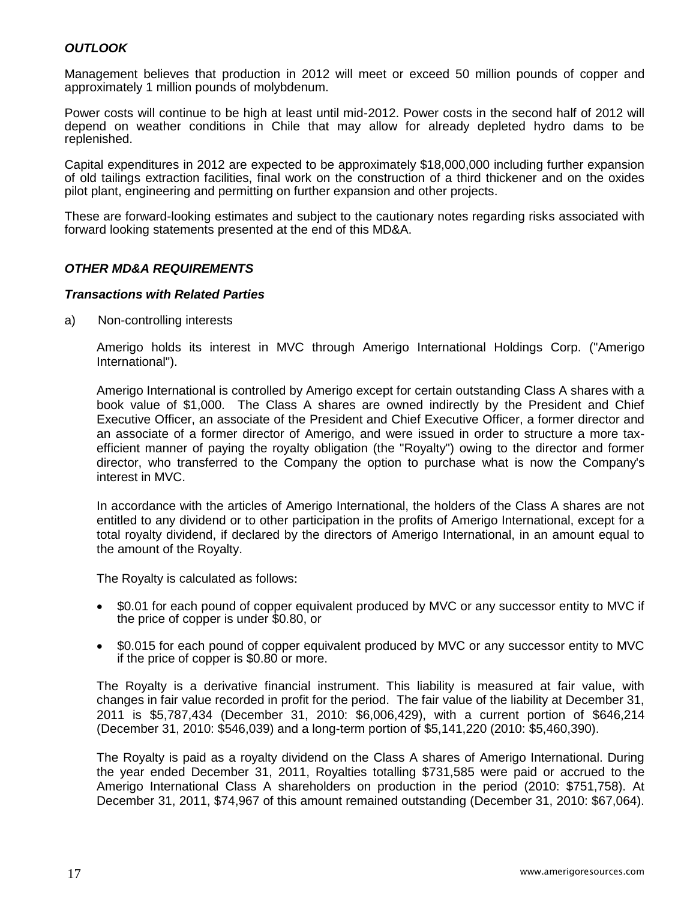## *OUTLOOK*

Management believes that production in 2012 will meet or exceed 50 million pounds of copper and approximately 1 million pounds of molybdenum.

Power costs will continue to be high at least until mid-2012. Power costs in the second half of 2012 will depend on weather conditions in Chile that may allow for already depleted hydro dams to be replenished.

Capital expenditures in 2012 are expected to be approximately $18,000,000 including further expansion of old tailings extraction facilities, final work on the construction of a third thickener and on the oxides pilot plant, engineering and permitting on further expansion and other projects.

These are forward-looking estimates and subject to the cautionary notes regarding risks associated with forward looking statements presented at the end of this MD&A.

## *OTHER MD&A REQUIREMENTS*

### *Transactions with Related Parties*

a) Non-controlling interests

Amerigo holds its interest in MVC through Amerigo International Holdings Corp. ("Amerigo International").

Amerigo International is controlled by Amerigo except for certain outstanding Class A shares with a book value of $1,000. The Class A shares are owned indirectly by the President and Chief Executive Officer, an associate of the President and Chief Executive Officer, a former director and an associate of a former director of Amerigo, and were issued in order to structure a more tax-efficient manner of paying the royalty obligation (the "Royalty") owing to the director and former director, who transferred to the Company the option to purchase what is now the Company's interest in MVC.

In accordance with the articles of Amerigo International, the holders of the Class A shares are not entitled to any dividend or to other participation in the profits of Amerigo International, except for a total royalty dividend, if declared by the directors of Amerigo International, in an amount equal to the amount of the Royalty.

The Royalty is calculated as follows:

- $0.01 for each pound of copper equivalent produced by MVC or any successor entity to MVC if the price of copper is under $0.80, or
- $0.015 for each pound of copper equivalent produced by MVC or any successor entity to MVC if the price of copper is $0.80 or more.

The Royalty is a derivative financial instrument. This liability is measured at fair value, with changes in fair value recorded in profit for the period. The fair value of the liability at December 31, 2011 is $5,787,434 (December 31, 2010: $6,006,429), with a current portion of $646,214 (December 31, 2010: $546,039) and a long-term portion of $5,141,220 (2010: $5,460,390).

The Royalty is paid as a royalty dividend on the Class A shares of Amerigo International. During the year ended December 31, 2011, Royalties totalling $731,585 were paid or accrued to the Amerigo International Class A shareholders on production in the period (2010: $751,758). At December 31, 2011, $74,967 of this amount remained outstanding (December 31, 2010: $67,064).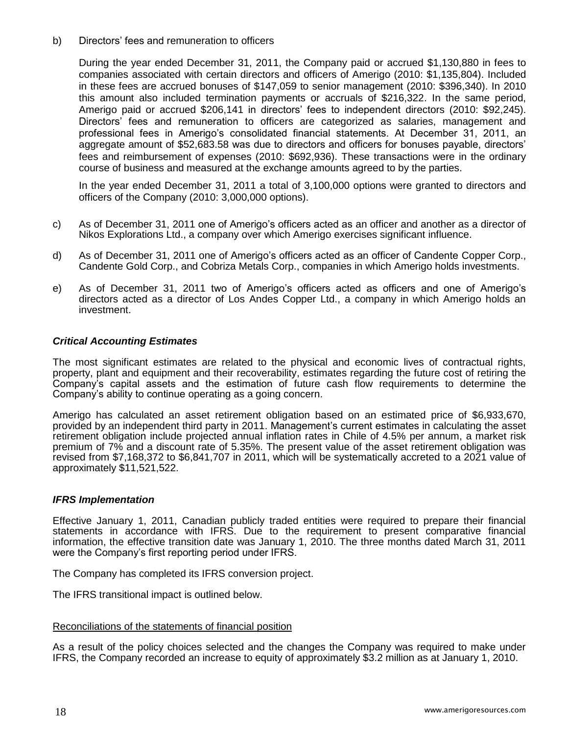b) Directors' fees and remuneration to officers

During the year ended December 31, 2011, the Company paid or accrued $1,130,880 in fees to companies associated with certain directors and officers of Amerigo (2010: $1,135,804). Included in these fees are accrued bonuses of $147,059 to senior management (2010: $396,340). In 2010 this amount also included termination payments or accruals of $216,322. In the same period, Amerigo paid or accrued $206,141 in directors' fees to independent directors (2010: $92,245). Directors' fees and remuneration to officers are categorized as salaries, management and professional fees in Amerigo's consolidated financial statements. At December 31, 2011, an aggregate amount of $52,683.58 was due to directors and officers for bonuses payable, directors' fees and reimbursement of expenses (2010: $692,936). These transactions were in the ordinary course of business and measured at the exchange amounts agreed to by the parties.

In the year ended December 31, 2011 a total of 3,100,000 options were granted to directors and officers of the Company (2010: 3,000,000 options).

c) As of December 31, 2011 one of Amerigo's officers acted as an officer and another as a director of Nikos Explorations Ltd., a company over which Amerigo exercises significant influence.

d) As of December 31, 2011 one of Amerigo's officers acted as an officer of Candente Copper Corp., Candente Gold Corp., and Cobriza Metals Corp., companies in which Amerigo holds investments.

e) As of December 31, 2011 two of Amerigo's officers acted as officers and one of Amerigo's directors acted as a director of Los Andes Copper Ltd., a company in which Amerigo holds an investment.

### *Critical Accounting Estimates*

The most significant estimates are related to the physical and economic lives of contractual rights, property, plant and equipment and their recoverability, estimates regarding the future cost of retiring the Company's capital assets and the estimation of future cash flow requirements to determine the Company's ability to continue operating as a going concern.

Amerigo has calculated an asset retirement obligation based on an estimated price of $6,933,670, provided by an independent third party in 2011. Management's current estimates in calculating the asset retirement obligation include projected annual inflation rates in Chile of 4.5% per annum, a market risk premium of 7% and a discount rate of 5.35%. The present value of the asset retirement obligation was revised from $7,168,372 to $6,841,707 in 2011, which will be systematically accreted to a 2021 value of approximately $11,521,522.

### *IFRS Implementation*

Effective January 1, 2011, Canadian publicly traded entities were required to prepare their financial statements in accordance with IFRS. Due to the requirement to present comparative financial information, the effective transition date was January 1, 2010. The three months dated March 31, 2011 were the Company's first reporting period under IFRS.

The Company has completed its IFRS conversion project.

The IFRS transitional impact is outlined below.

<u>Reconciliations of the statements of financial position</u>

As a result of the policy choices selected and the changes the Company was required to make under IFRS, the Company recorded an increase to equity of approximately $3.2 million as at January 1, 2010.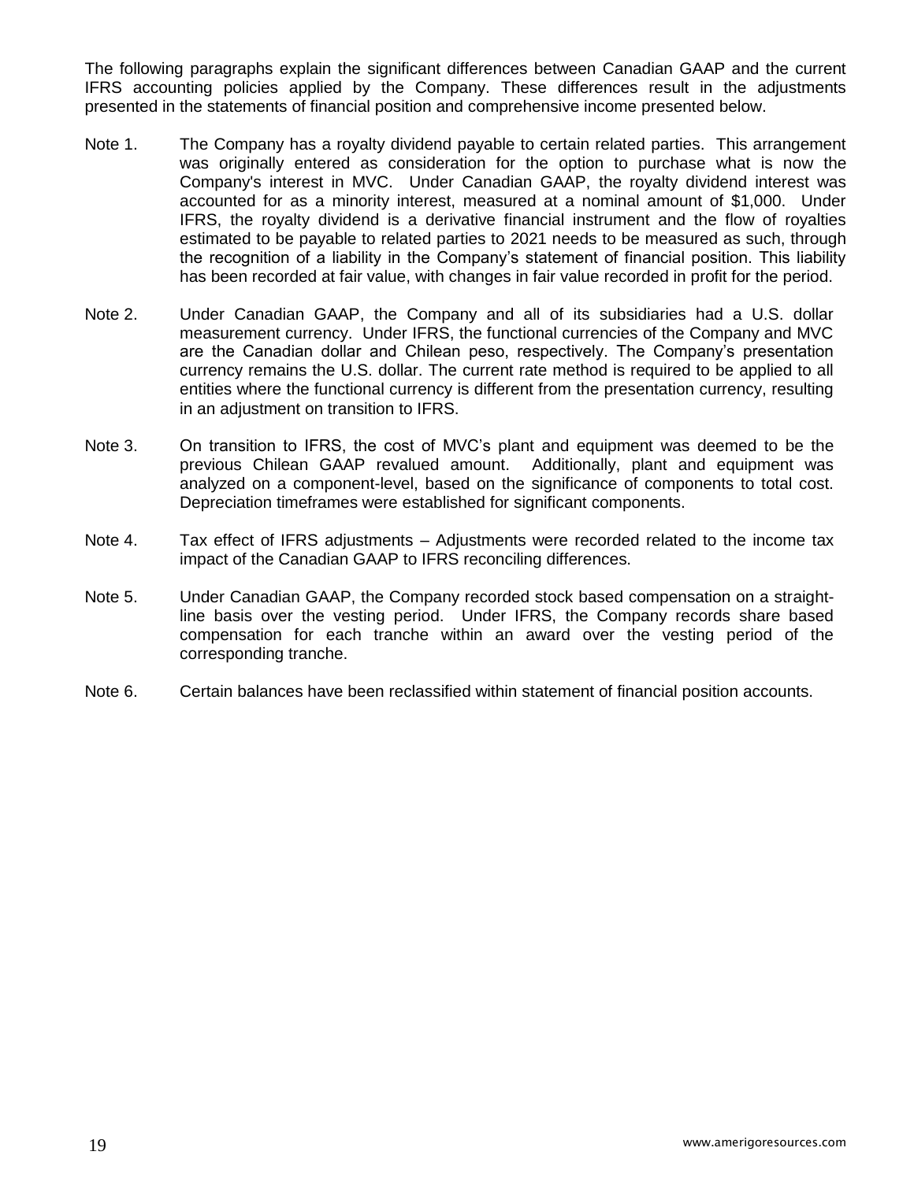The following paragraphs explain the significant differences between Canadian GAAP and the current IFRS accounting policies applied by the Company. These differences result in the adjustments presented in the statements of financial position and comprehensive income presented below.

Note 1. The Company has a royalty dividend payable to certain related parties. This arrangement was originally entered as consideration for the option to purchase what is now the Company's interest in MVC. Under Canadian GAAP, the royalty dividend interest was accounted for as a minority interest, measured at a nominal amount of $1,000. Under IFRS, the royalty dividend is a derivative financial instrument and the flow of royalties estimated to be payable to related parties to 2021 needs to be measured as such, through the recognition of a liability in the Company's statement of financial position. This liability has been recorded at fair value, with changes in fair value recorded in profit for the period.

Note 2. Under Canadian GAAP, the Company and all of its subsidiaries had a U.S. dollar measurement currency. Under IFRS, the functional currencies of the Company and MVC are the Canadian dollar and Chilean peso, respectively. The Company's presentation currency remains the U.S. dollar. The current rate method is required to be applied to all entities where the functional currency is different from the presentation currency, resulting in an adjustment on transition to IFRS.

Note 3. On transition to IFRS, the cost of MVC's plant and equipment was deemed to be the previous Chilean GAAP revalued amount. Additionally, plant and equipment was analyzed on a component-level, based on the significance of components to total cost. Depreciation timeframes were established for significant components.

Note 4. Tax effect of IFRS adjustments – Adjustments were recorded related to the income tax impact of the Canadian GAAP to IFRS reconciling differences.

Note 5. Under Canadian GAAP, the Company recorded stock based compensation on a straight-line basis over the vesting period. Under IFRS, the Company records share based compensation for each tranche within an award over the vesting period of the corresponding tranche.

Note 6. Certain balances have been reclassified within statement of financial position accounts.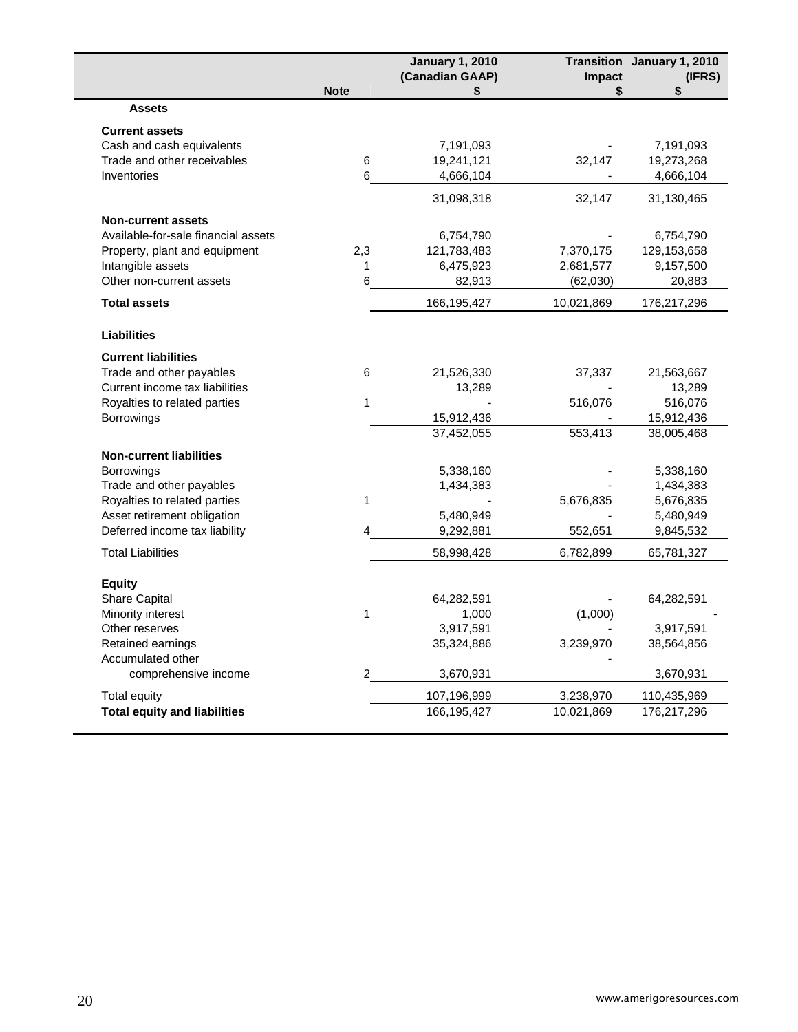| | Note | January 1, 2010 (Canadian GAAP) $ | Transition Impact $ | January 1, 2010 (IFRS) $ |
|---|---|---|---|---|
| **Assets** | | | | |
| **Current assets** | | | | |
| Cash and cash equivalents | | 7,191,093 | - | 7,191,093 |
| Trade and other receivables | 6 | 19,241,121 | 32,147 | 19,273,268 |
| Inventories | 6 | 4,666,104 | - | 4,666,104 |
| | | 31,098,318 | 32,147 | 31,130,465 |
| **Non-current assets** | | | | |
| Available-for-sale financial assets | | 6,754,790 | - | 6,754,790 |
| Property, plant and equipment | 2,3 | 121,783,483 | 7,370,175 | 129,153,658 |
| Intangible assets | 1 | 6,475,923 | 2,681,577 | 9,157,500 |
| Other non-current assets | 6 | 82,913 | (62,030) | 20,883 |
| **Total assets** | | 166,195,427 | 10,021,869 | 176,217,296 |
| **Liabilities** | | | | |
| **Current liabilities** | | | | |
| Trade and other payables | 6 | 21,526,330 | 37,337 | 21,563,667 |
| Current income tax liabilities | | 13,289 | - | 13,289 |
| Royalties to related parties | 1 | - | 516,076 | 516,076 |
| Borrowings | | 15,912,436 | - | 15,912,436 |
| | | 37,452,055 | 553,413 | 38,005,468 |
| **Non-current liabilities** | | | | |
| Borrowings | | 5,338,160 | - | 5,338,160 |
| Trade and other payables | | 1,434,383 | - | 1,434,383 |
| Royalties to related parties | 1 | - | 5,676,835 | 5,676,835 |
| Asset retirement obligation | | 5,480,949 | - | 5,480,949 |
| Deferred income tax liability | 4 | 9,292,881 | 552,651 | 9,845,532 |
| Total Liabilities | | 58,998,428 | 6,782,899 | 65,781,327 |
| **Equity** | | | | |
| Share Capital | | 64,282,591 | - | 64,282,591 |
| Minority interest | 1 | 1,000 | (1,000) | - |
| Other reserves | | 3,917,591 | - | 3,917,591 |
| Retained earnings | | 35,324,886 | 3,239,970 | 38,564,856 |
| Accumulated other comprehensive income | 2 | 3,670,931 | - | 3,670,931 |
| Total equity | | 107,196,999 | 3,238,970 | 110,435,969 |
| **Total equity and liabilities** | | 166,195,427 | 10,021,869 | 176,217,296 |

www.amerigoresources.com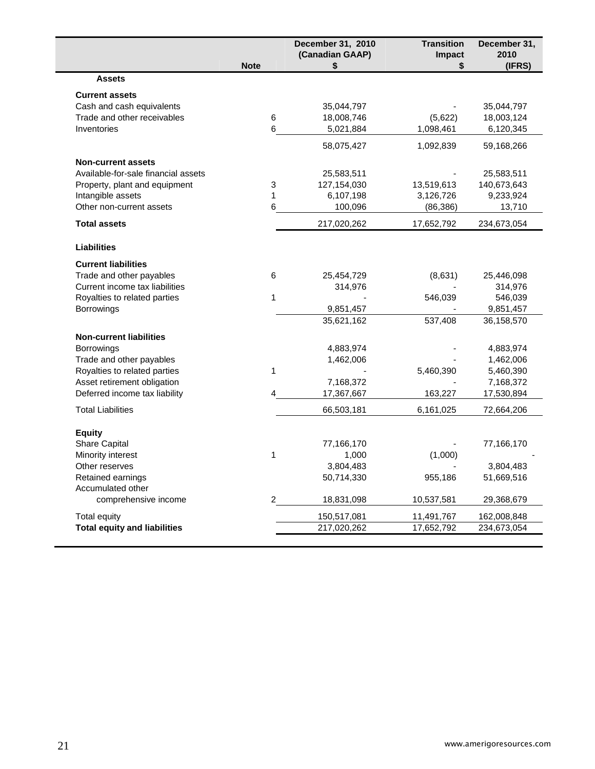| | Note | December 31, 2010 (Canadian GAAP) $ | Transition Impact $ | December 31, 2010 (IFRS) |
|---|---|---|---|---|
| **Assets** | | | | |
| **Current assets** | | | | |
| Cash and cash equivalents | | 35,044,797 | - | 35,044,797 |
| Trade and other receivables | 6 | 18,008,746 | (5,622) | 18,003,124 |
| Inventories | 6 | 5,021,884 | 1,098,461 | 6,120,345 |
| | | 58,075,427 | 1,092,839 | 59,168,266 |
| **Non-current assets** | | | | |
| Available-for-sale financial assets | | 25,583,511 | - | 25,583,511 |
| Property, plant and equipment | 3 | 127,154,030 | 13,519,613 | 140,673,643 |
| Intangible assets | 1 | 6,107,198 | 3,126,726 | 9,233,924 |
| Other non-current assets | 6 | 100,096 | (86,386) | 13,710 |
| **Total assets** | | 217,020,262 | 17,652,792 | 234,673,054 |
| **Liabilities** | | | | |
| **Current liabilities** | | | | |
| Trade and other payables | 6 | 25,454,729 | (8,631) | 25,446,098 |
| Current income tax liabilities | | 314,976 | - | 314,976 |
| Royalties to related parties | 1 | - | 546,039 | 546,039 |
| Borrowings | | 9,851,457 | - | 9,851,457 |
| | | 35,621,162 | 537,408 | 36,158,570 |
| **Non-current liabilities** | | | | |
| Borrowings | | 4,883,974 | - | 4,883,974 |
| Trade and other payables | | 1,462,006 | - | 1,462,006 |
| Royalties to related parties | 1 | - | 5,460,390 | 5,460,390 |
| Asset retirement obligation | | 7,168,372 | - | 7,168,372 |
| Deferred income tax liability | 4 | 17,367,667 | 163,227 | 17,530,894 |
| Total Liabilities | | 66,503,181 | 6,161,025 | 72,664,206 |
| **Equity** | | | | |
| Share Capital | | 77,166,170 | - | 77,166,170 |
| Minority interest | 1 | 1,000 | (1,000) | - |
| Other reserves | | 3,804,483 | - | 3,804,483 |
| Retained earnings | | 50,714,330 | 955,186 | 51,669,516 |
| Accumulated other comprehensive income | 2 | 18,831,098 | 10,537,581 | 29,368,679 |
| Total equity | | 150,517,081 | 11,491,767 | 162,008,848 |
| **Total equity and liabilities** | | 217,020,262 | 17,652,792 | 234,673,054 |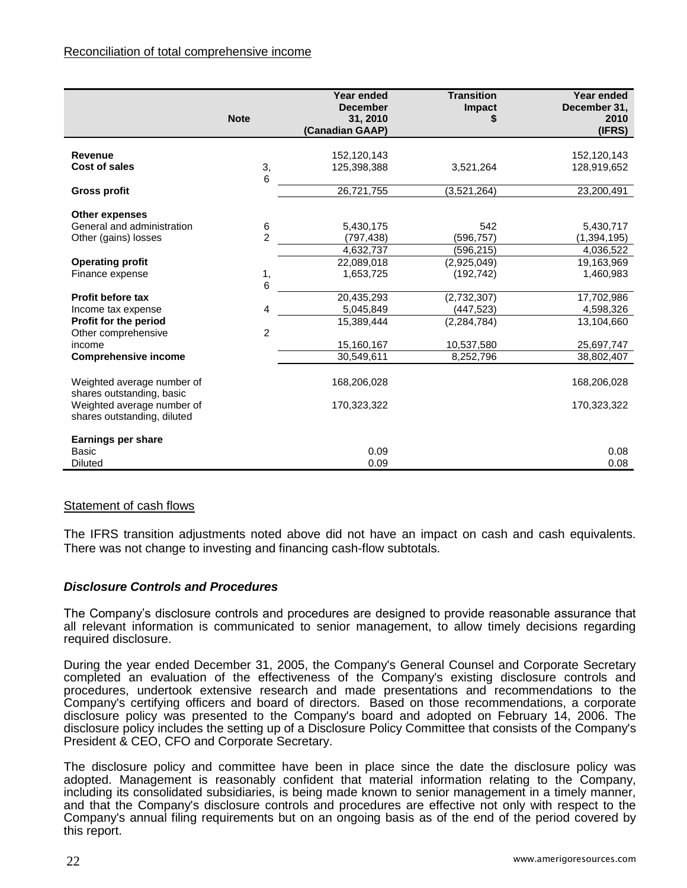Reconciliation of total comprehensive income

| | Note | Year ended December 31, 2010 (Canadian GAAP) | Transition Impact $ | Year ended December 31, 2010 (IFRS) |
|---|---|---|---|---|
| **Revenue** | | 152,120,143 | | 152,120,143 |
| **Cost of sales** | 3, 6 | 125,398,388 | 3,521,264 | 128,919,652 |
| **Gross profit** | | 26,721,755 | (3,521,264) | 23,200,491 |
| **Other expenses** | | | | |
| General and administration | 6 | 5,430,175 | 542 | 5,430,717 |
| Other (gains) losses | 2 | (797,438) | (596,757) | (1,394,195) |
| | | 4,632,737 | (596,215) | 4,036,522 |
| **Operating profit** | | 22,089,018 | (2,925,049) | 19,163,969 |
| Finance expense | 1, 6 | 1,653,725 | (192,742) | 1,460,983 |
| **Profit before tax** | | 20,435,293 | (2,732,307) | 17,702,986 |
| Income tax expense | 4 | 5,045,849 | (447,523) | 4,598,326 |
| **Profit for the period** | | 15,389,444 | (2,284,784) | 13,104,660 |
| Other comprehensive income | 2 | 15,160,167 | 10,537,580 | 25,697,747 |
| **Comprehensive income** | | 30,549,611 | 8,252,796 | 38,802,407 |
| Weighted average number of shares outstanding, basic | | 168,206,028 | | 168,206,028 |
| Weighted average number of shares outstanding, diluted | | 170,323,322 | | 170,323,322 |
| **Earnings per share** | | | | |
| Basic | | 0.09 | | 0.08 |
| Diluted | | 0.09 | | 0.08 |

Statement of cash flows

The IFRS transition adjustments noted above did not have an impact on cash and cash equivalents. There was not change to investing and financing cash-flow subtotals.

### *Disclosure Controls and Procedures*

The Company's disclosure controls and procedures are designed to provide reasonable assurance that all relevant information is communicated to senior management, to allow timely decisions regarding required disclosure.

During the year ended December 31, 2005, the Company's General Counsel and Corporate Secretary completed an evaluation of the effectiveness of the Company's existing disclosure controls and procedures, undertook extensive research and made presentations and recommendations to the Company's certifying officers and board of directors. Based on those recommendations, a corporate disclosure policy was presented to the Company's board and adopted on February 14, 2006. The disclosure policy includes the setting up of a Disclosure Policy Committee that consists of the Company's President & CEO, CFO and Corporate Secretary.

The disclosure policy and committee have been in place since the date the disclosure policy was adopted. Management is reasonably confident that material information relating to the Company, including its consolidated subsidiaries, is being made known to senior management in a timely manner, and that the Company's disclosure controls and procedures are effective not only with respect to the Company's annual filing requirements but on an ongoing basis as of the end of the period covered by this report.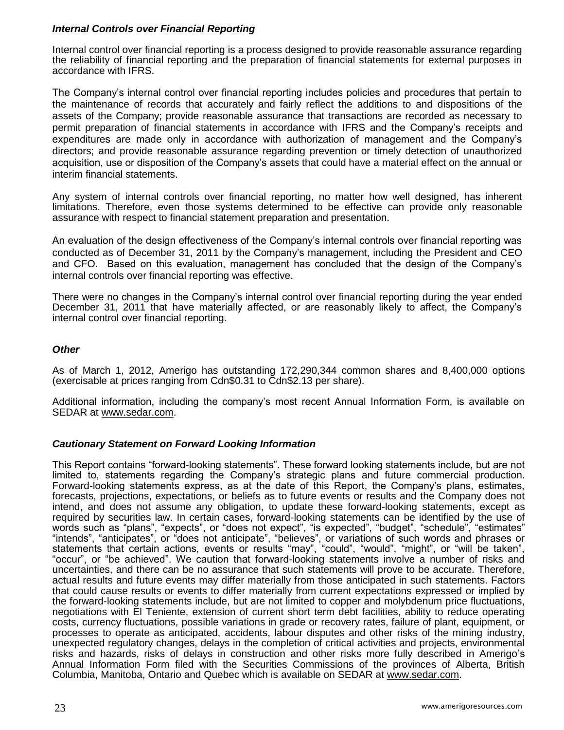### *Internal Controls over Financial Reporting*

Internal control over financial reporting is a process designed to provide reasonable assurance regarding the reliability of financial reporting and the preparation of financial statements for external purposes in accordance with IFRS.

The Company's internal control over financial reporting includes policies and procedures that pertain to the maintenance of records that accurately and fairly reflect the additions to and dispositions of the assets of the Company; provide reasonable assurance that transactions are recorded as necessary to permit preparation of financial statements in accordance with IFRS and the Company's receipts and expenditures are made only in accordance with authorization of management and the Company's directors; and provide reasonable assurance regarding prevention or timely detection of unauthorized acquisition, use or disposition of the Company's assets that could have a material effect on the annual or interim financial statements.

Any system of internal controls over financial reporting, no matter how well designed, has inherent limitations. Therefore, even those systems determined to be effective can provide only reasonable assurance with respect to financial statement preparation and presentation.

An evaluation of the design effectiveness of the Company's internal controls over financial reporting was conducted as of December 31, 2011 by the Company's management, including the President and CEO and CFO. Based on this evaluation, management has concluded that the design of the Company's internal controls over financial reporting was effective.

There were no changes in the Company's internal control over financial reporting during the year ended December 31, 2011 that have materially affected, or are reasonably likely to affect, the Company's internal control over financial reporting.

### *Other*

As of March 1, 2012, Amerigo has outstanding 172,290,344 common shares and 8,400,000 options (exercisable at prices ranging from Cdn$0.31 to Cdn$2.13 per share).

Additional information, including the company's most recent Annual Information Form, is available on SEDAR at www.sedar.com.

### *Cautionary Statement on Forward Looking Information*

This Report contains "forward-looking statements". These forward looking statements include, but are not limited to, statements regarding the Company's strategic plans and future commercial production. Forward-looking statements express, as at the date of this Report, the Company's plans, estimates, forecasts, projections, expectations, or beliefs as to future events or results and the Company does not intend, and does not assume any obligation, to update these forward-looking statements, except as required by securities law. In certain cases, forward-looking statements can be identified by the use of words such as "plans", "expects", or "does not expect", "is expected", "budget", "schedule", "estimates" "intends", "anticipates", or "does not anticipate", "believes", or variations of such words and phrases or statements that certain actions, events or results "may", "could", "would", "might", or "will be taken", "occur", or "be achieved". We caution that forward-looking statements involve a number of risks and uncertainties, and there can be no assurance that such statements will prove to be accurate. Therefore, actual results and future events may differ materially from those anticipated in such statements. Factors that could cause results or events to differ materially from current expectations expressed or implied by the forward-looking statements include, but are not limited to copper and molybdenum price fluctuations, negotiations with El Teniente, extension of current short term debt facilities, ability to reduce operating costs, currency fluctuations, possible variations in grade or recovery rates, failure of plant, equipment, or processes to operate as anticipated, accidents, labour disputes and other risks of the mining industry, unexpected regulatory changes, delays in the completion of critical activities and projects, environmental risks and hazards, risks of delays in construction and other risks more fully described in Amerigo's Annual Information Form filed with the Securities Commissions of the provinces of Alberta, British Columbia, Manitoba, Ontario and Quebec which is available on SEDAR at www.sedar.com.